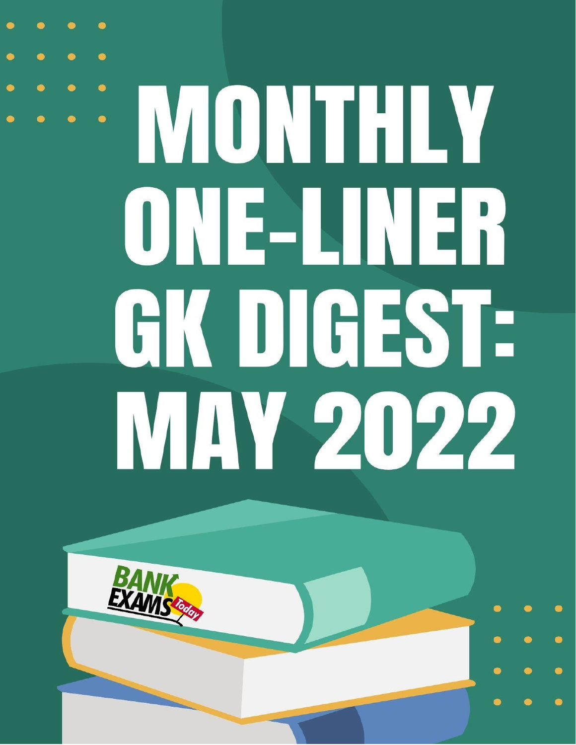# MONTHLY ONE-LINER GK DIGEST: MAY 2022

BANK EXAMS Today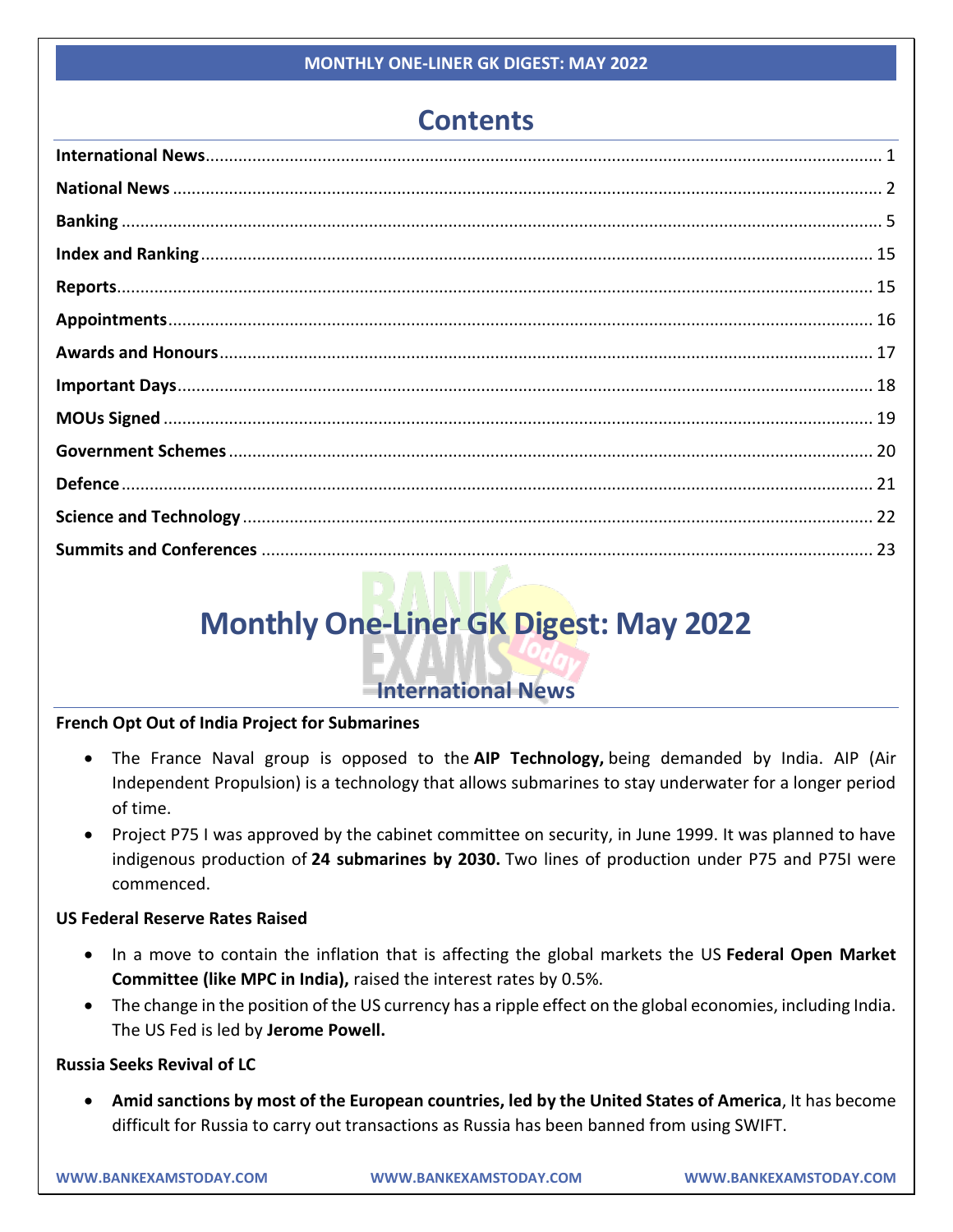# Contents

- **International News** ........ 1
- **National News** ........ 2
- **Banking** ........ 5
- **Index and Ranking** ........ 15
- **Reports** ........ 15
- **Appointments** ........ 16
- **Awards and Honours** ........ 17
- **Important Days** ........ 18
- **MOUs Signed** ........ 19
- **Government Schemes** ........ 20
- **Defence** ........ 21
- **Science and Technology** ........ 22
- **Summits and Conferences** ........ 23

# Monthly One-Liner GK Digest: May 2022

## International News

**French Opt Out of India Project for Submarines**

- The France Naval group is opposed to the **AIP Technology,** being demanded by India. AIP (Air Independent Propulsion) is a technology that allows submarines to stay underwater for a longer period of time.
- Project P75 I was approved by the cabinet committee on security, in June 1999. It was planned to have indigenous production of **24 submarines by 2030.** Two lines of production under P75 and P75I were commenced.

**US Federal Reserve Rates Raised**

- In a move to contain the inflation that is affecting the global markets the US **Federal Open Market Committee (like MPC in India),** raised the interest rates by 0.5%.
- The change in the position of the US currency has a ripple effect on the global economies, including India. The US Fed is led by **Jerome Powell.**

**Russia Seeks Revival of LC**

- **Amid sanctions by most of the European countries, led by the United States of America**, It has become difficult for Russia to carry out transactions as Russia has been banned from using SWIFT.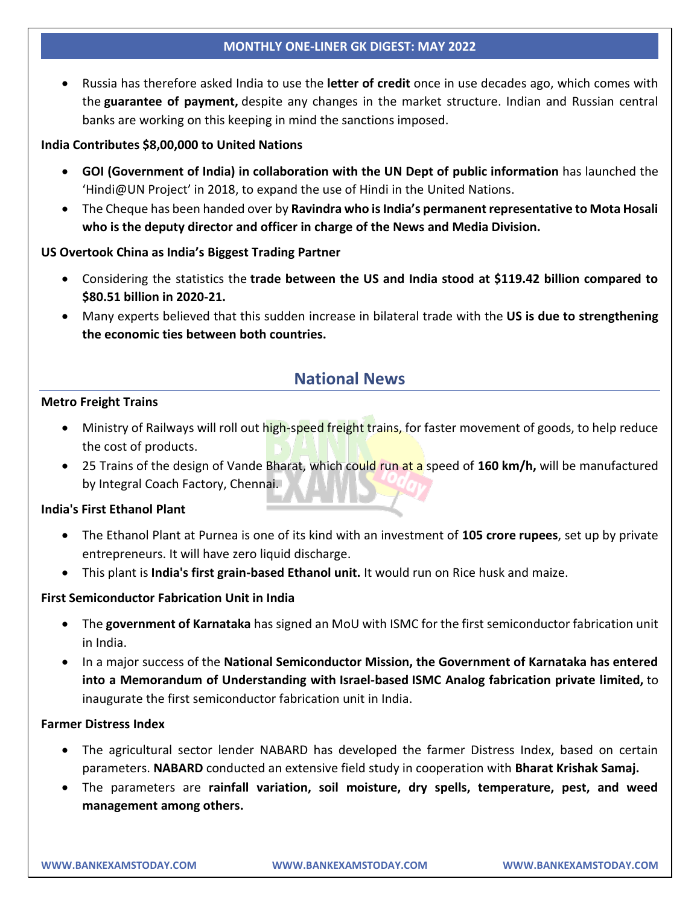- Russia has therefore asked India to use the **letter of credit** once in use decades ago, which comes with the **guarantee of payment,** despite any changes in the market structure. Indian and Russian central banks are working on this keeping in mind the sanctions imposed.

**India Contributes $8,00,000 to United Nations**

- **GOI (Government of India) in collaboration with the UN Dept of public information** has launched the 'Hindi@UN Project' in 2018, to expand the use of Hindi in the United Nations.
- The Cheque has been handed over by **Ravindra who is India's permanent representative to Mota Hosali who is the deputy director and officer in charge of the News and Media Division.**

**US Overtook China as India's Biggest Trading Partner**

- Considering the statistics the **trade between the US and India stood at $119.42 billion compared to $80.51 billion in 2020-21.**
- Many experts believed that this sudden increase in bilateral trade with the **US is due to strengthening the economic ties between both countries.**

## National News

**Metro Freight Trains**

- Ministry of Railways will roll out high-speed freight trains, for faster movement of goods, to help reduce the cost of products.
- 25 Trains of the design of Vande Bharat, which could run at a speed of **160 km/h,** will be manufactured by Integral Coach Factory, Chennai.

**India's First Ethanol Plant**

- The Ethanol Plant at Purnea is one of its kind with an investment of **105 crore rupees**, set up by private entrepreneurs. It will have zero liquid discharge.
- This plant is **India's first grain-based Ethanol unit.** It would run on Rice husk and maize.

**First Semiconductor Fabrication Unit in India**

- The **government of Karnataka** has signed an MoU with ISMC for the first semiconductor fabrication unit in India.
- In a major success of the **National Semiconductor Mission, the Government of Karnataka has entered into a Memorandum of Understanding with Israel-based ISMC Analog fabrication private limited,** to inaugurate the first semiconductor fabrication unit in India.

**Farmer Distress Index**

- The agricultural sector lender NABARD has developed the farmer Distress Index, based on certain parameters. **NABARD** conducted an extensive field study in cooperation with **Bharat Krishak Samaj.**
- The parameters are **rainfall variation, soil moisture, dry spells, temperature, pest, and weed management among others.**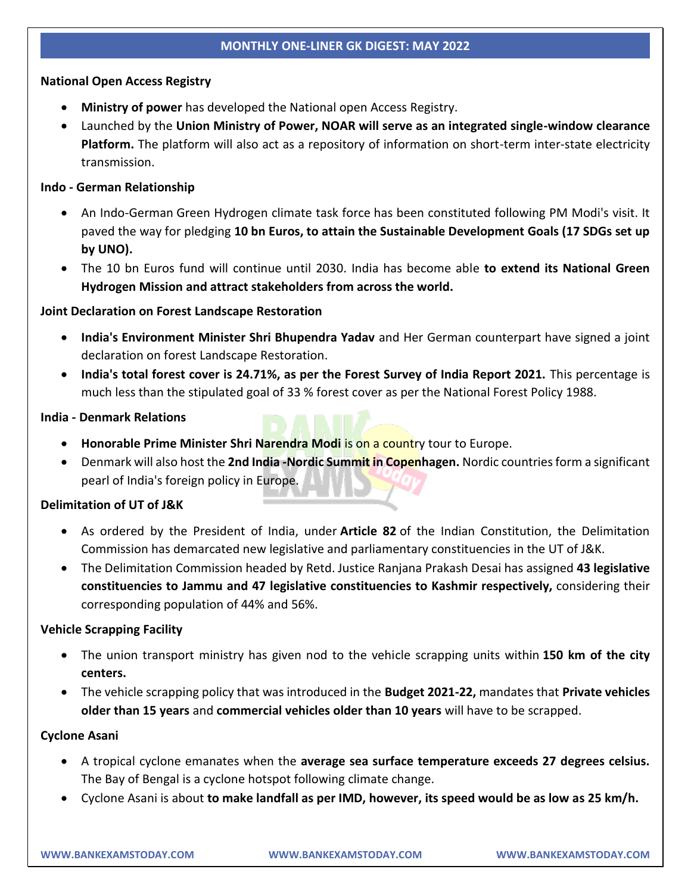## MONTHLY ONE-LINER GK DIGEST: MAY 2022

**National Open Access Registry**

- **Ministry of power** has developed the National open Access Registry.
- Launched by the **Union Ministry of Power, NOAR will serve as an integrated single-window clearance Platform.** The platform will also act as a repository of information on short-term inter-state electricity transmission.

**Indo - German Relationship**

- An Indo-German Green Hydrogen climate task force has been constituted following PM Modi's visit. It paved the way for pledging **10 bn Euros, to attain the Sustainable Development Goals (17 SDGs set up by UNO).**
- The 10 bn Euros fund will continue until 2030. India has become able **to extend its National Green Hydrogen Mission and attract stakeholders from across the world.**

**Joint Declaration on Forest Landscape Restoration**

- **India's Environment Minister Shri Bhupendra Yadav** and Her German counterpart have signed a joint declaration on forest Landscape Restoration.
- **India's total forest cover is 24.71%, as per the Forest Survey of India Report 2021.** This percentage is much less than the stipulated goal of 33 % forest cover as per the National Forest Policy 1988.

**India - Denmark Relations**

- **Honorable Prime Minister Shri Narendra Modi** is on a country tour to Europe.
- Denmark will also host the **2nd India -Nordic Summit in Copenhagen.** Nordic countries form a significant pearl of India's foreign policy in Europe.

**Delimitation of UT of J&K**

- As ordered by the President of India, under **Article 82** of the Indian Constitution, the Delimitation Commission has demarcated new legislative and parliamentary constituencies in the UT of J&K.
- The Delimitation Commission headed by Retd. Justice Ranjana Prakash Desai has assigned **43 legislative constituencies to Jammu and 47 legislative constituencies to Kashmir respectively,** considering their corresponding population of 44% and 56%.

**Vehicle Scrapping Facility**

- The union transport ministry has given nod to the vehicle scrapping units within **150 km of the city centers.**
- The vehicle scrapping policy that was introduced in the **Budget 2021-22,** mandates that **Private vehicles older than 15 years** and **commercial vehicles older than 10 years** will have to be scrapped.

**Cyclone Asani**

- A tropical cyclone emanates when the **average sea surface temperature exceeds 27 degrees celsius.** The Bay of Bengal is a cyclone hotspot following climate change.
- Cyclone Asani is about **to make landfall as per IMD, however, its speed would be as low as 25 km/h.**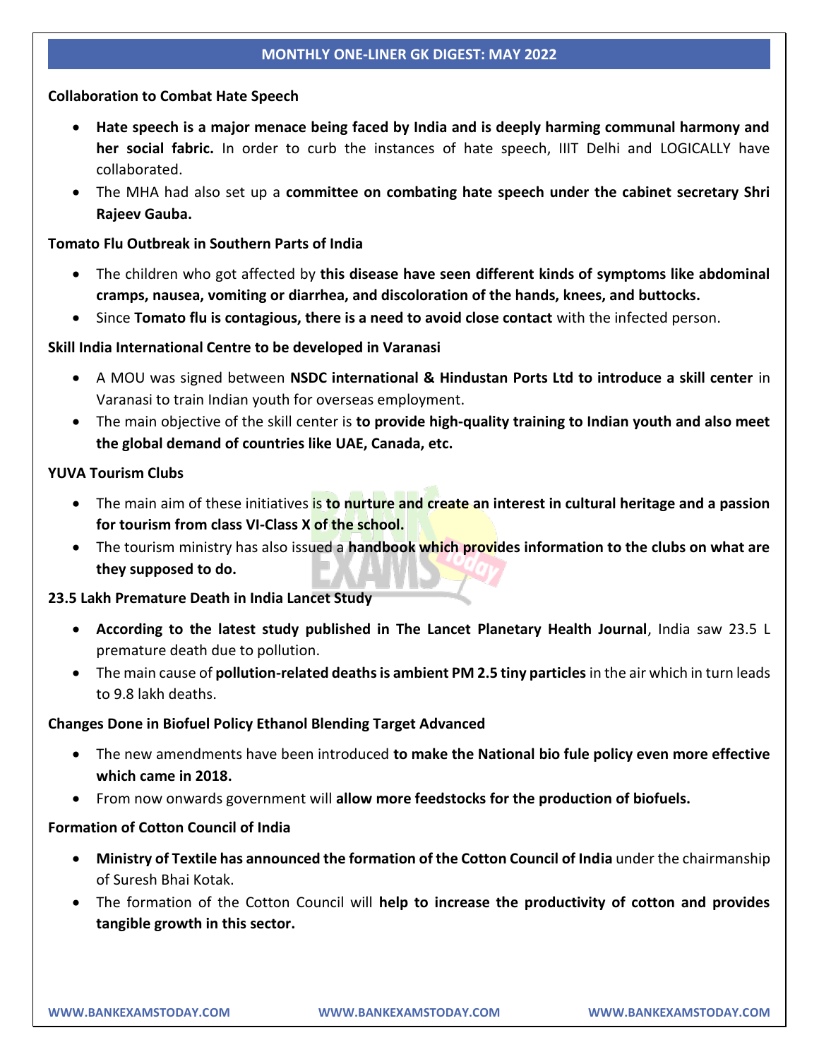**Collaboration to Combat Hate Speech**

- **Hate speech is a major menace being faced by India and is deeply harming communal harmony and her social fabric.** In order to curb the instances of hate speech, IIIT Delhi and LOGICALLY have collaborated.
- The MHA had also set up a **committee on combating hate speech under the cabinet secretary Shri Rajeev Gauba.**

**Tomato Flu Outbreak in Southern Parts of India**

- The children who got affected by **this disease have seen different kinds of symptoms like abdominal cramps, nausea, vomiting or diarrhea, and discoloration of the hands, knees, and buttocks.**
- Since **Tomato flu is contagious, there is a need to avoid close contact** with the infected person.

**Skill India International Centre to be developed in Varanasi**

- A MOU was signed between **NSDC international & Hindustan Ports Ltd to introduce a skill center** in Varanasi to train Indian youth for overseas employment.
- The main objective of the skill center is **to provide high-quality training to Indian youth and also meet the global demand of countries like UAE, Canada, etc.**

**YUVA Tourism Clubs**

- The main aim of these initiatives is **to nurture and create an interest in cultural heritage and a passion for tourism from class VI-Class X of the school.**
- The tourism ministry has also issued a **handbook which provides information to the clubs on what are they supposed to do.**

**23.5 Lakh Premature Death in India Lancet Study**

- **According to the latest study published in The Lancet Planetary Health Journal**, India saw 23.5 L premature death due to pollution.
- The main cause of **pollution-related deaths is ambient PM 2.5 tiny particles** in the air which in turn leads to 9.8 lakh deaths.

**Changes Done in Biofuel Policy Ethanol Blending Target Advanced**

- The new amendments have been introduced **to make the National bio fule policy even more effective which came in 2018.**
- From now onwards government will **allow more feedstocks for the production of biofuels.**

**Formation of Cotton Council of India**

- **Ministry of Textile has announced the formation of the Cotton Council of India** under the chairmanship of Suresh Bhai Kotak.
- The formation of the Cotton Council will **help to increase the productivity of cotton and provides tangible growth in this sector.**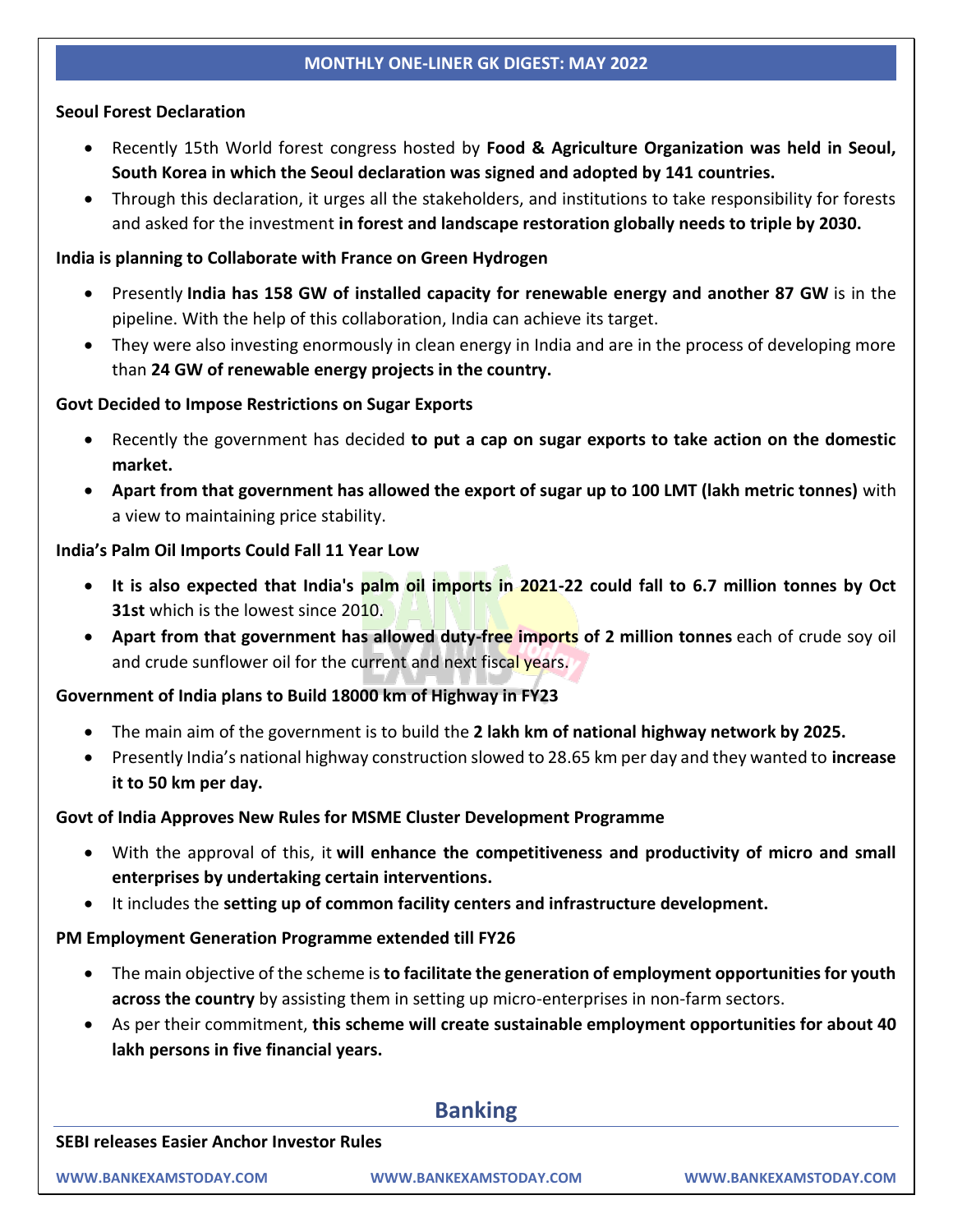**Seoul Forest Declaration**

- Recently 15th World forest congress hosted by **Food & Agriculture Organization was held in Seoul, South Korea in which the Seoul declaration was signed and adopted by 141 countries.**
- Through this declaration, it urges all the stakeholders, and institutions to take responsibility for forests and asked for the investment **in forest and landscape restoration globally needs to triple by 2030.**

**India is planning to Collaborate with France on Green Hydrogen**

- Presently **India has 158 GW of installed capacity for renewable energy and another 87 GW** is in the pipeline. With the help of this collaboration, India can achieve its target.
- They were also investing enormously in clean energy in India and are in the process of developing more than **24 GW of renewable energy projects in the country.**

**Govt Decided to Impose Restrictions on Sugar Exports**

- Recently the government has decided **to put a cap on sugar exports to take action on the domestic market.**
- **Apart from that government has allowed the export of sugar up to 100 LMT (lakh metric tonnes)** with a view to maintaining price stability.

**India's Palm Oil Imports Could Fall 11 Year Low**

- **It is also expected that India's palm oil imports in 2021-22 could fall to 6.7 million tonnes by Oct 31st** which is the lowest since 2010.
- **Apart from that government has allowed duty-free imports of 2 million tonnes** each of crude soy oil and crude sunflower oil for the current and next fiscal years.

**Government of India plans to Build 18000 km of Highway in FY23**

- The main aim of the government is to build the **2 lakh km of national highway network by 2025.**
- Presently India's national highway construction slowed to 28.65 km per day and they wanted to **increase it to 50 km per day.**

**Govt of India Approves New Rules for MSME Cluster Development Programme**

- With the approval of this, it **will enhance the competitiveness and productivity of micro and small enterprises by undertaking certain interventions.**
- It includes the **setting up of common facility centers and infrastructure development.**

**PM Employment Generation Programme extended till FY26**

- The main objective of the scheme is **to facilitate the generation of employment opportunities for youth across the country** by assisting them in setting up micro-enterprises in non-farm sectors.
- As per their commitment, **this scheme will create sustainable employment opportunities for about 40 lakh persons in five financial years.**

## Banking

**SEBI releases Easier Anchor Investor Rules**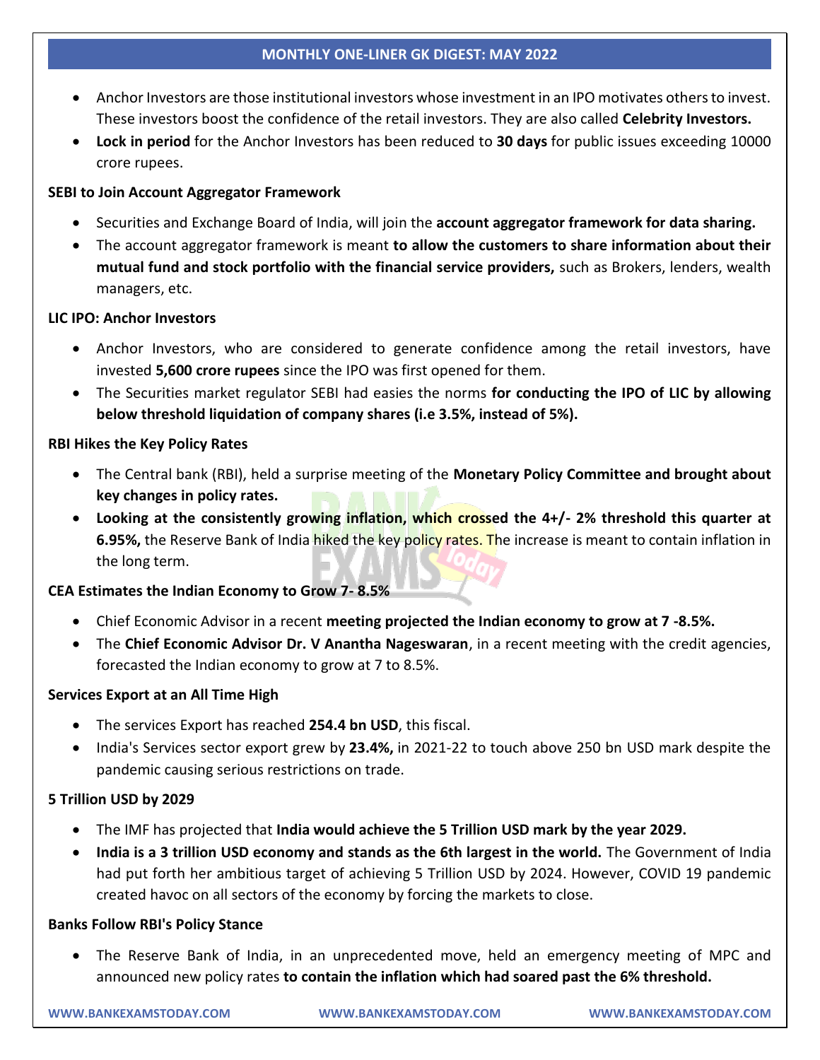- Anchor Investors are those institutional investors whose investment in an IPO motivates others to invest. These investors boost the confidence of the retail investors. They are also called **Celebrity Investors.**
- **Lock in period** for the Anchor Investors has been reduced to **30 days** for public issues exceeding 10000 crore rupees.

**SEBI to Join Account Aggregator Framework**

- Securities and Exchange Board of India, will join the **account aggregator framework for data sharing.**
- The account aggregator framework is meant **to allow the customers to share information about their mutual fund and stock portfolio with the financial service providers,** such as Brokers, lenders, wealth managers, etc.

**LIC IPO: Anchor Investors**

- Anchor Investors, who are considered to generate confidence among the retail investors, have invested **5,600 crore rupees** since the IPO was first opened for them.
- The Securities market regulator SEBI had easies the norms **for conducting the IPO of LIC by allowing below threshold liquidation of company shares (i.e 3.5%, instead of 5%).**

**RBI Hikes the Key Policy Rates**

- The Central bank (RBI), held a surprise meeting of the **Monetary Policy Committee and brought about key changes in policy rates.**
- **Looking at the consistently growing inflation, which crossed the 4+/- 2% threshold this quarter at 6.95%,** the Reserve Bank of India hiked the key policy rates. The increase is meant to contain inflation in the long term.

**CEA Estimates the Indian Economy to Grow 7- 8.5%**

- Chief Economic Advisor in a recent **meeting projected the Indian economy to grow at 7 -8.5%.**
- The **Chief Economic Advisor Dr. V Anantha Nageswaran**, in a recent meeting with the credit agencies, forecasted the Indian economy to grow at 7 to 8.5%.

**Services Export at an All Time High**

- The services Export has reached **254.4 bn USD**, this fiscal.
- India's Services sector export grew by **23.4%,** in 2021-22 to touch above 250 bn USD mark despite the pandemic causing serious restrictions on trade.

**5 Trillion USD by 2029**

- The IMF has projected that **India would achieve the 5 Trillion USD mark by the year 2029.**
- **India is a 3 trillion USD economy and stands as the 6th largest in the world.** The Government of India had put forth her ambitious target of achieving 5 Trillion USD by 2024. However, COVID 19 pandemic created havoc on all sectors of the economy by forcing the markets to close.

**Banks Follow RBI's Policy Stance**

- The Reserve Bank of India, in an unprecedented move, held an emergency meeting of MPC and announced new policy rates **to contain the inflation which had soared past the 6% threshold.**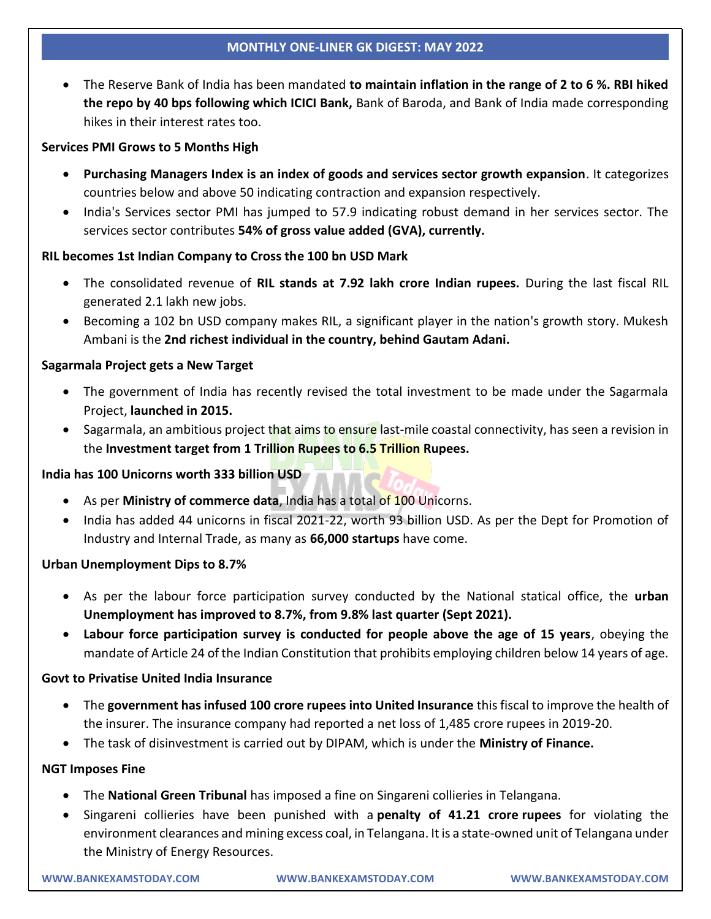- The Reserve Bank of India has been mandated **to maintain inflation in the range of 2 to 6 %. RBI hiked the repo by 40 bps following which ICICI Bank,** Bank of Baroda, and Bank of India made corresponding hikes in their interest rates too.

**Services PMI Grows to 5 Months High**

- **Purchasing Managers Index is an index of goods and services sector growth expansion**. It categorizes countries below and above 50 indicating contraction and expansion respectively.
- India's Services sector PMI has jumped to 57.9 indicating robust demand in her services sector. The services sector contributes **54% of gross value added (GVA), currently.**

**RIL becomes 1st Indian Company to Cross the 100 bn USD Mark**

- The consolidated revenue of **RIL stands at 7.92 lakh crore Indian rupees.** During the last fiscal RIL generated 2.1 lakh new jobs.
- Becoming a 102 bn USD company makes RIL, a significant player in the nation's growth story. Mukesh Ambani is the **2nd richest individual in the country, behind Gautam Adani.**

**Sagarmala Project gets a New Target**

- The government of India has recently revised the total investment to be made under the Sagarmala Project, **launched in 2015.**
- Sagarmala, an ambitious project that aims to ensure last-mile coastal connectivity, has seen a revision in the **Investment target from 1 Trillion Rupees to 6.5 Trillion Rupees.**

**India has 100 Unicorns worth 333 billion USD**

- As per **Ministry of commerce data**, India has a total of 100 Unicorns.
- India has added 44 unicorns in fiscal 2021-22, worth 93 billion USD. As per the Dept for Promotion of Industry and Internal Trade, as many as **66,000 startups** have come.

**Urban Unemployment Dips to 8.7%**

- As per the labour force participation survey conducted by the National statical office, the **urban Unemployment has improved to 8.7%, from 9.8% last quarter (Sept 2021).**
- **Labour force participation survey is conducted for people above the age of 15 years**, obeying the mandate of Article 24 of the Indian Constitution that prohibits employing children below 14 years of age.

**Govt to Privatise United India Insurance**

- The **government has infused 100 crore rupees into United Insurance** this fiscal to improve the health of the insurer. The insurance company had reported a net loss of 1,485 crore rupees in 2019-20.
- The task of disinvestment is carried out by DIPAM, which is under the **Ministry of Finance.**

**NGT Imposes Fine**

- The **National Green Tribunal** has imposed a fine on Singareni collieries in Telangana.
- Singareni collieries have been punished with a **penalty of 41.21 crore rupees** for violating the environment clearances and mining excess coal, in Telangana. It is a state-owned unit of Telangana under the Ministry of Energy Resources.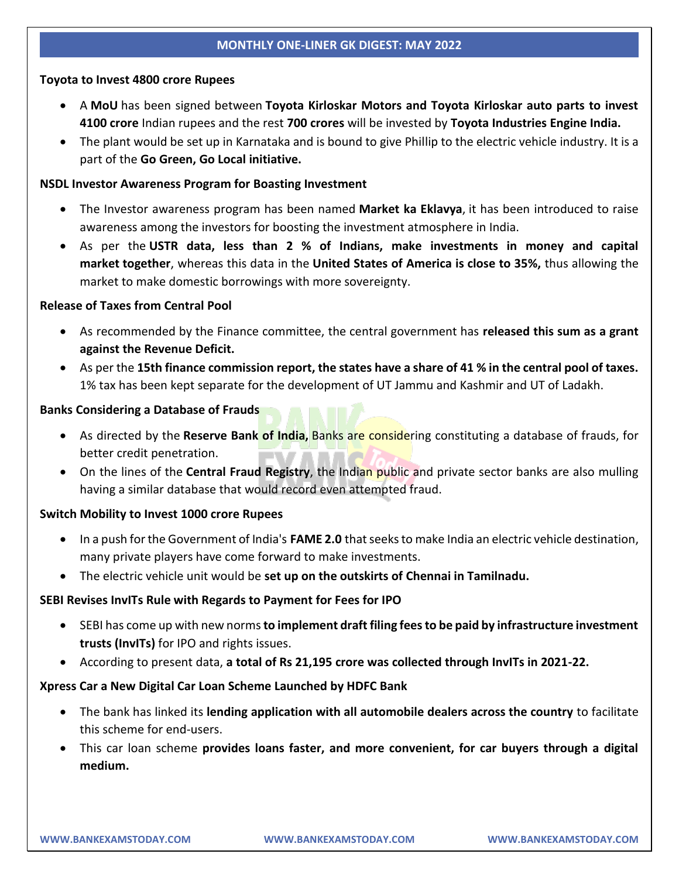**MONTHLY ONE-LINER GK DIGEST: MAY 2022**

**Toyota to Invest 4800 crore Rupees**

- A **MoU** has been signed between **Toyota Kirloskar Motors and Toyota Kirloskar auto parts to invest 4100 crore** Indian rupees and the rest **700 crores** will be invested by **Toyota Industries Engine India.**
- The plant would be set up in Karnataka and is bound to give Phillip to the electric vehicle industry. It is a part of the **Go Green, Go Local initiative.**

**NSDL Investor Awareness Program for Boasting Investment**

- The Investor awareness program has been named **Market ka Eklavya**, it has been introduced to raise awareness among the investors for boosting the investment atmosphere in India.
- As per the **USTR data, less than 2 % of Indians, make investments in money and capital market together**, whereas this data in the **United States of America is close to 35%,** thus allowing the market to make domestic borrowings with more sovereignty.

**Release of Taxes from Central Pool**

- As recommended by the Finance committee, the central government has **released this sum as a grant against the Revenue Deficit.**
- As per the **15th finance commission report, the states have a share of 41 % in the central pool of taxes.** 1% tax has been kept separate for the development of UT Jammu and Kashmir and UT of Ladakh.

**Banks Considering a Database of Frauds**

- As directed by the **Reserve Bank of India,** Banks are considering constituting a database of frauds, for better credit penetration.
- On the lines of the **Central Fraud Registry**, the Indian public and private sector banks are also mulling having a similar database that would record even attempted fraud.

**Switch Mobility to Invest 1000 crore Rupees**

- In a push for the Government of India's **FAME 2.0** that seeks to make India an electric vehicle destination, many private players have come forward to make investments.
- The electric vehicle unit would be **set up on the outskirts of Chennai in Tamilnadu.**

**SEBI Revises InvITs Rule with Regards to Payment for Fees for IPO**

- SEBI has come up with new norms **to implement draft filing fees to be paid by infrastructure investment trusts (InvITs)** for IPO and rights issues.
- According to present data, **a total of Rs 21,195 crore was collected through InvITs in 2021-22.**

**Xpress Car a New Digital Car Loan Scheme Launched by HDFC Bank**

- The bank has linked its **lending application with all automobile dealers across the country** to facilitate this scheme for end-users.
- This car loan scheme **provides loans faster, and more convenient, for car buyers through a digital medium.**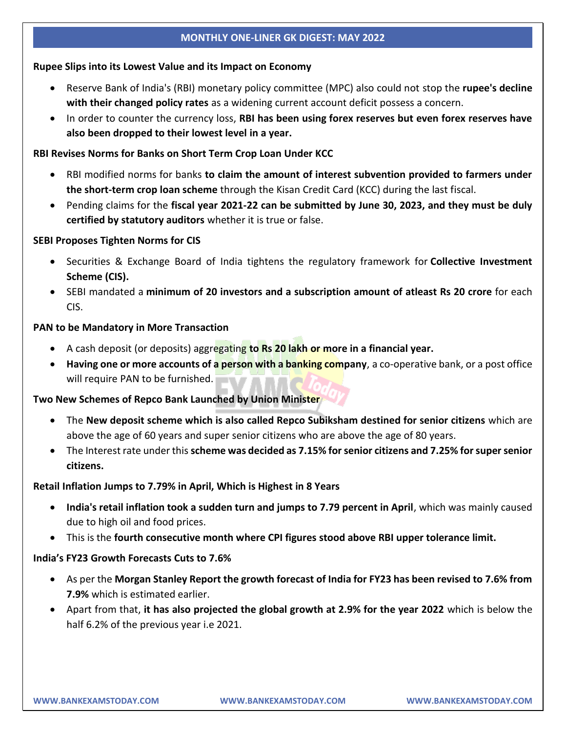## MONTHLY ONE-LINER GK DIGEST: MAY 2022

**Rupee Slips into its Lowest Value and its Impact on Economy**

- Reserve Bank of India's (RBI) monetary policy committee (MPC) also could not stop the **rupee's decline with their changed policy rates** as a widening current account deficit possess a concern.
- In order to counter the currency loss, **RBI has been using forex reserves but even forex reserves have also been dropped to their lowest level in a year.**

**RBI Revises Norms for Banks on Short Term Crop Loan Under KCC**

- RBI modified norms for banks **to claim the amount of interest subvention provided to farmers under the short-term crop loan scheme** through the Kisan Credit Card (KCC) during the last fiscal.
- Pending claims for the **fiscal year 2021-22 can be submitted by June 30, 2023, and they must be duly certified by statutory auditors** whether it is true or false.

**SEBI Proposes Tighten Norms for CIS**

- Securities & Exchange Board of India tightens the regulatory framework for **Collective Investment Scheme (CIS).**
- SEBI mandated a **minimum of 20 investors and a subscription amount of atleast Rs 20 crore** for each CIS.

**PAN to be Mandatory in More Transaction**

- A cash deposit (or deposits) aggregating **to Rs 20 lakh or more in a financial year.**
- **Having one or more accounts of a person with a banking company**, a co-operative bank, or a post office will require PAN to be furnished.

**Two New Schemes of Repco Bank Launched by Union Minister**

- The **New deposit scheme which is also called Repco Subiksham destined for senior citizens** which are above the age of 60 years and super senior citizens who are above the age of 80 years.
- The Interest rate under this **scheme was decided as 7.15% for senior citizens and 7.25% for super senior citizens.**

**Retail Inflation Jumps to 7.79% in April, Which is Highest in 8 Years**

- **India's retail inflation took a sudden turn and jumps to 7.79 percent in April**, which was mainly caused due to high oil and food prices.
- This is the **fourth consecutive month where CPI figures stood above RBI upper tolerance limit.**

**India's FY23 Growth Forecasts Cuts to 7.6%**

- As per the **Morgan Stanley Report the growth forecast of India for FY23 has been revised to 7.6% from 7.9%** which is estimated earlier.
- Apart from that, **it has also projected the global growth at 2.9% for the year 2022** which is below the half 6.2% of the previous year i.e 2021.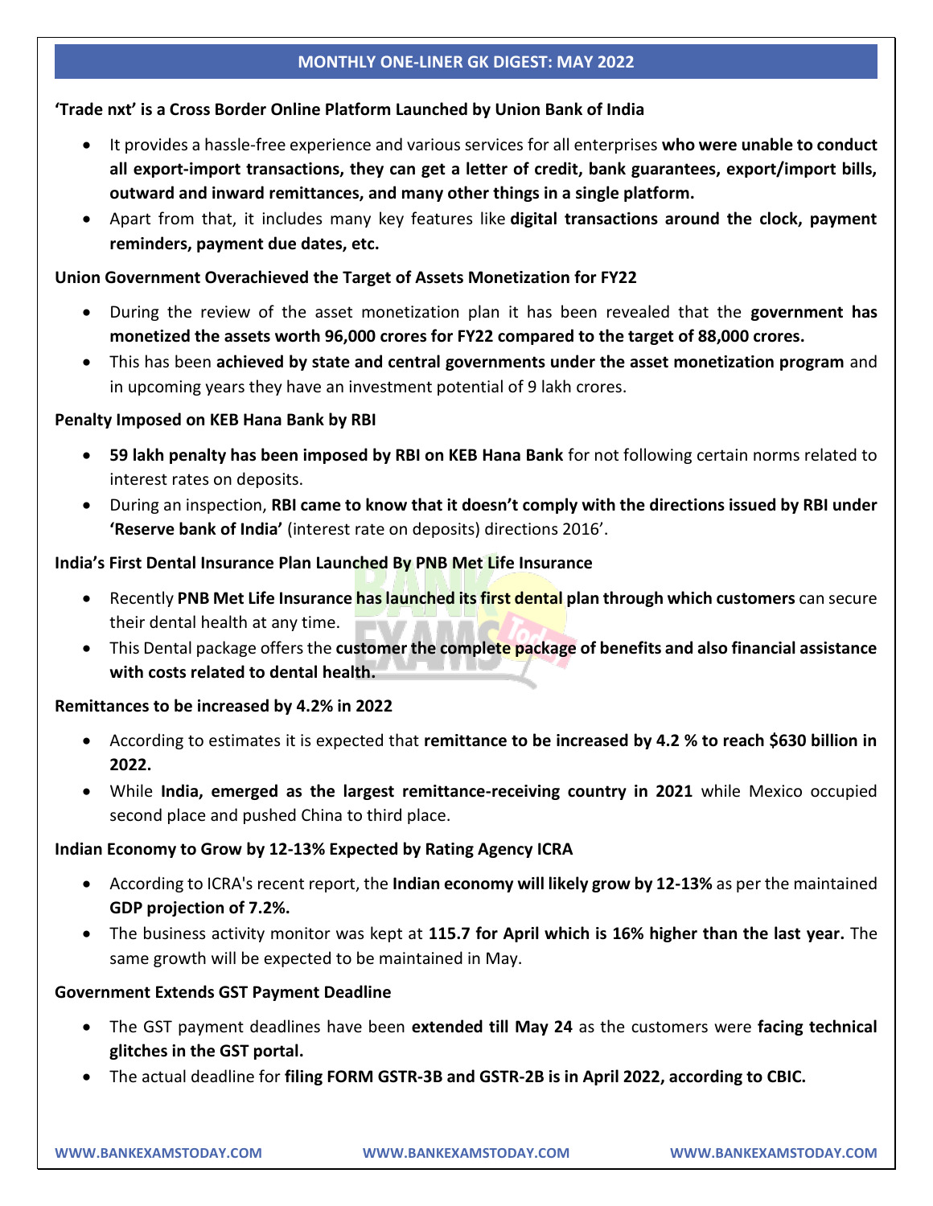**'Trade nxt' is a Cross Border Online Platform Launched by Union Bank of India**

- It provides a hassle-free experience and various services for all enterprises **who were unable to conduct all export-import transactions, they can get a letter of credit, bank guarantees, export/import bills, outward and inward remittances, and many other things in a single platform.**
- Apart from that, it includes many key features like **digital transactions around the clock, payment reminders, payment due dates, etc.**

**Union Government Overachieved the Target of Assets Monetization for FY22**

- During the review of the asset monetization plan it has been revealed that the **government has monetized the assets worth 96,000 crores for FY22 compared to the target of 88,000 crores.**
- This has been **achieved by state and central governments under the asset monetization program** and in upcoming years they have an investment potential of 9 lakh crores.

**Penalty Imposed on KEB Hana Bank by RBI**

- **59 lakh penalty has been imposed by RBI on KEB Hana Bank** for not following certain norms related to interest rates on deposits.
- During an inspection, **RBI came to know that it doesn't comply with the directions issued by RBI under 'Reserve bank of India'** (interest rate on deposits) directions 2016'.

**India's First Dental Insurance Plan Launched By PNB Met Life Insurance**

- Recently **PNB Met Life Insurance has launched its first dental plan through which customers** can secure their dental health at any time.
- This Dental package offers the **customer the complete package of benefits and also financial assistance with costs related to dental health.**

**Remittances to be increased by 4.2% in 2022**

- According to estimates it is expected that **remittance to be increased by 4.2 % to reach $630 billion in 2022.**
- While **India, emerged as the largest remittance-receiving country in 2021** while Mexico occupied second place and pushed China to third place.

**Indian Economy to Grow by 12-13% Expected by Rating Agency ICRA**

- According to ICRA's recent report, the **Indian economy will likely grow by 12-13%** as per the maintained **GDP projection of 7.2%.**
- The business activity monitor was kept at **115.7 for April which is 16% higher than the last year.** The same growth will be expected to be maintained in May.

**Government Extends GST Payment Deadline**

- The GST payment deadlines have been **extended till May 24** as the customers were **facing technical glitches in the GST portal.**
- The actual deadline for **filing FORM GSTR-3B and GSTR-2B is in April 2022, according to CBIC.**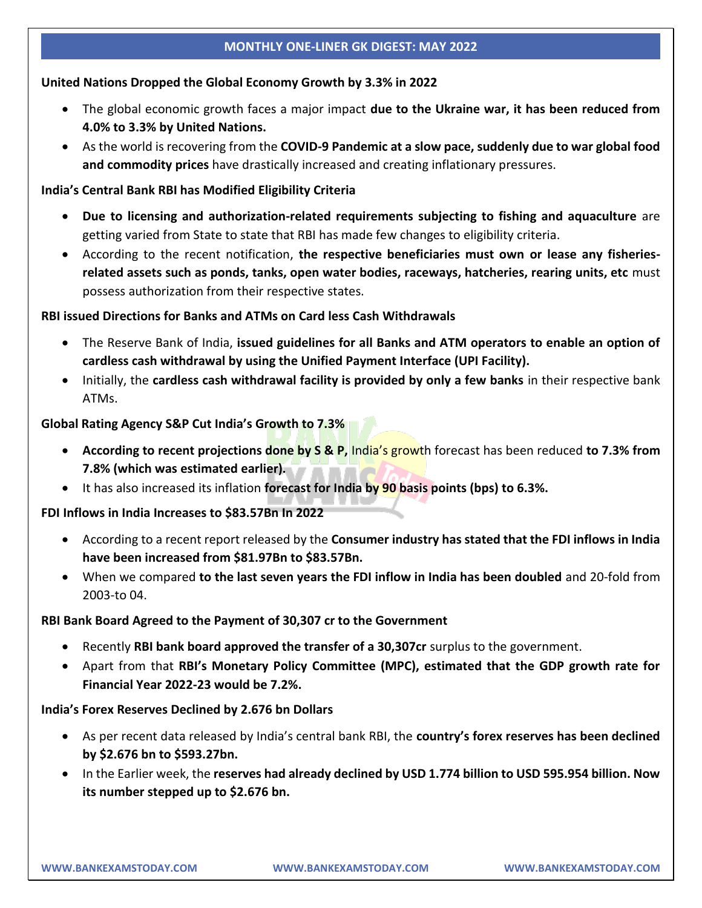## MONTHLY ONE-LINER GK DIGEST: MAY 2022

**United Nations Dropped the Global Economy Growth by 3.3% in 2022**

- The global economic growth faces a major impact **due to the Ukraine war, it has been reduced from 4.0% to 3.3% by United Nations.**
- As the world is recovering from the **COVID-9 Pandemic at a slow pace, suddenly due to war global food and commodity prices** have drastically increased and creating inflationary pressures.

**India's Central Bank RBI has Modified Eligibility Criteria**

- **Due to licensing and authorization-related requirements subjecting to fishing and aquaculture** are getting varied from State to state that RBI has made few changes to eligibility criteria.
- According to the recent notification, **the respective beneficiaries must own or lease any fisheries-related assets such as ponds, tanks, open water bodies, raceways, hatcheries, rearing units, etc** must possess authorization from their respective states.

**RBI issued Directions for Banks and ATMs on Card less Cash Withdrawals**

- The Reserve Bank of India, **issued guidelines for all Banks and ATM operators to enable an option of cardless cash withdrawal by using the Unified Payment Interface (UPI Facility).**
- Initially, the **cardless cash withdrawal facility is provided by only a few banks** in their respective bank ATMs.

**Global Rating Agency S&P Cut India's Growth to 7.3%**

- **According to recent projections done by S & P,** India's growth forecast has been reduced **to 7.3% from 7.8% (which was estimated earlier).**
- It has also increased its inflation **forecast for India by 90 basis points (bps) to 6.3%.**

**FDI Inflows in India Increases to $83.57Bn In 2022**

- According to a recent report released by the **Consumer industry has stated that the FDI inflows in India have been increased from $81.97Bn to $83.57Bn.**
- When we compared **to the last seven years the FDI inflow in India has been doubled** and 20-fold from 2003-to 04.

**RBI Bank Board Agreed to the Payment of 30,307 cr to the Government**

- Recently **RBI bank board approved the transfer of a 30,307cr** surplus to the government.
- Apart from that **RBI's Monetary Policy Committee (MPC), estimated that the GDP growth rate for Financial Year 2022-23 would be 7.2%.**

**India's Forex Reserves Declined by 2.676 bn Dollars**

- As per recent data released by India's central bank RBI, the **country's forex reserves has been declined by $2.676 bn to $593.27bn.**
- In the Earlier week, the **reserves had already declined by USD 1.774 billion to USD 595.954 billion. Now its number stepped up to $2.676 bn.**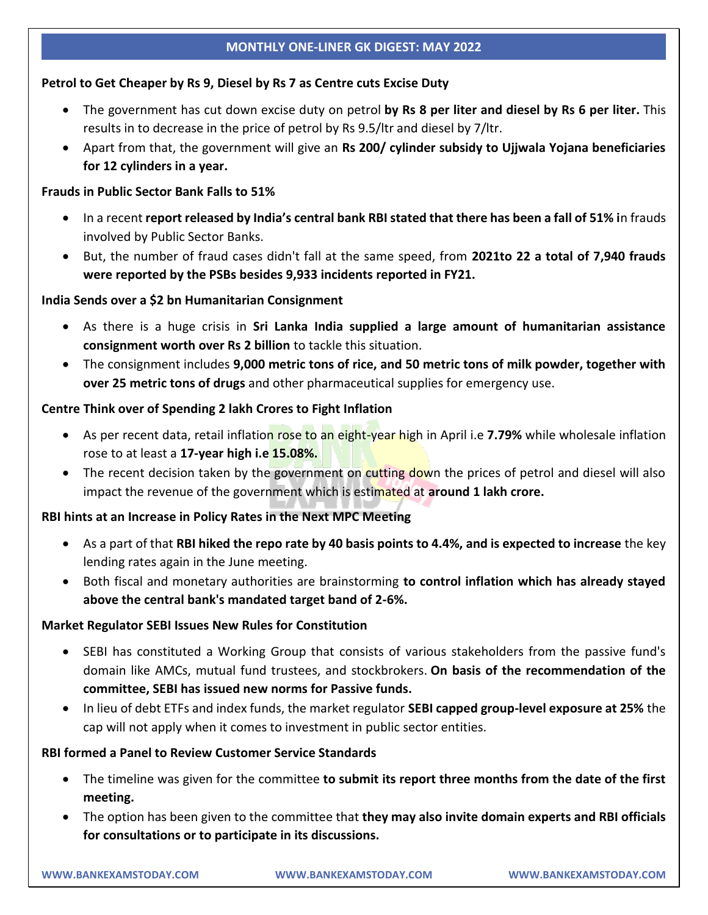## MONTHLY ONE-LINER GK DIGEST: MAY 2022

**Petrol to Get Cheaper by Rs 9, Diesel by Rs 7 as Centre cuts Excise Duty**

- The government has cut down excise duty on petrol **by Rs 8 per liter and diesel by Rs 6 per liter.** This results in to decrease in the price of petrol by Rs 9.5/ltr and diesel by 7/ltr.
- Apart from that, the government will give an **Rs 200/ cylinder subsidy to Ujjwala Yojana beneficiaries for 12 cylinders in a year.**

**Frauds in Public Sector Bank Falls to 51%**

- In a recent **report released by India's central bank RBI stated that there has been a fall of 51% i**n frauds involved by Public Sector Banks.
- But, the number of fraud cases didn't fall at the same speed, from **2021to 22 a total of 7,940 frauds were reported by the PSBs besides 9,933 incidents reported in FY21.**

**India Sends over a $2 bn Humanitarian Consignment**

- As there is a huge crisis in **Sri Lanka India supplied a large amount of humanitarian assistance consignment worth over Rs 2 billion** to tackle this situation.
- The consignment includes **9,000 metric tons of rice, and 50 metric tons of milk powder, together with over 25 metric tons of drugs** and other pharmaceutical supplies for emergency use.

**Centre Think over of Spending 2 lakh Crores to Fight Inflation**

- As per recent data, retail inflation rose to an eight-year high in April i.e **7.79%** while wholesale inflation rose to at least a **17-year high i.e 15.08%.**
- The recent decision taken by the government on cutting down the prices of petrol and diesel will also impact the revenue of the government which is estimated at **around 1 lakh crore.**

**RBI hints at an Increase in Policy Rates in the Next MPC Meeting**

- As a part of that **RBI hiked the repo rate by 40 basis points to 4.4%, and is expected to increase** the key lending rates again in the June meeting.
- Both fiscal and monetary authorities are brainstorming **to control inflation which has already stayed above the central bank's mandated target band of 2-6%.**

**Market Regulator SEBI Issues New Rules for Constitution**

- SEBI has constituted a Working Group that consists of various stakeholders from the passive fund's domain like AMCs, mutual fund trustees, and stockbrokers. **On basis of the recommendation of the committee, SEBI has issued new norms for Passive funds.**
- In lieu of debt ETFs and index funds, the market regulator **SEBI capped group-level exposure at 25%** the cap will not apply when it comes to investment in public sector entities.

**RBI formed a Panel to Review Customer Service Standards**

- The timeline was given for the committee **to submit its report three months from the date of the first meeting.**
- The option has been given to the committee that **they may also invite domain experts and RBI officials for consultations or to participate in its discussions.**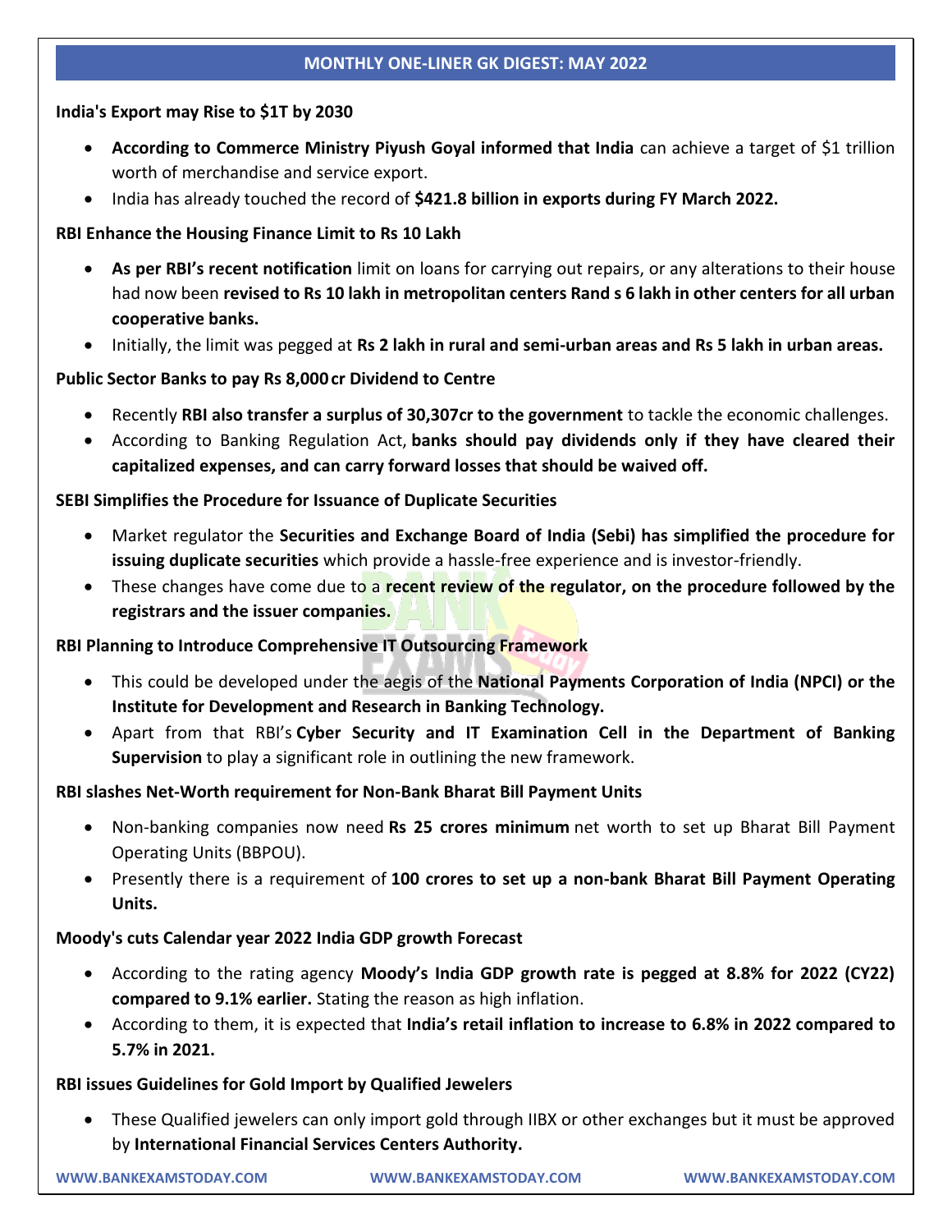## MONTHLY ONE-LINER GK DIGEST: MAY 2022

**India's Export may Rise to $1T by 2030**

- **According to Commerce Ministry Piyush Goyal informed that India** can achieve a target of $1 trillion worth of merchandise and service export.
- India has already touched the record of **$421.8 billion in exports during FY March 2022.**

**RBI Enhance the Housing Finance Limit to Rs 10 Lakh**

- **As per RBI's recent notification** limit on loans for carrying out repairs, or any alterations to their house had now been **revised to Rs 10 lakh in metropolitan centers Rand s 6 lakh in other centers for all urban cooperative banks.**
- Initially, the limit was pegged at **Rs 2 lakh in rural and semi-urban areas and Rs 5 lakh in urban areas.**

**Public Sector Banks to pay Rs 8,000 cr Dividend to Centre**

- Recently **RBI also transfer a surplus of 30,307cr to the government** to tackle the economic challenges.
- According to Banking Regulation Act, **banks should pay dividends only if they have cleared their capitalized expenses, and can carry forward losses that should be waived off.**

**SEBI Simplifies the Procedure for Issuance of Duplicate Securities**

- Market regulator the **Securities and Exchange Board of India (Sebi) has simplified the procedure for issuing duplicate securities** which provide a hassle-free experience and is investor-friendly.
- These changes have come due to a **recent review of the regulator, on the procedure followed by the registrars and the issuer companies.**

**RBI Planning to Introduce Comprehensive IT Outsourcing Framework**

- This could be developed under the aegis of the **National Payments Corporation of India (NPCI) or the Institute for Development and Research in Banking Technology.**
- Apart from that RBI's **Cyber Security and IT Examination Cell in the Department of Banking Supervision** to play a significant role in outlining the new framework.

**RBI slashes Net-Worth requirement for Non-Bank Bharat Bill Payment Units**

- Non-banking companies now need **Rs 25 crores minimum** net worth to set up Bharat Bill Payment Operating Units (BBPOU).
- Presently there is a requirement of **100 crores to set up a non-bank Bharat Bill Payment Operating Units.**

**Moody's cuts Calendar year 2022 India GDP growth Forecast**

- According to the rating agency **Moody's India GDP growth rate is pegged at 8.8% for 2022 (CY22) compared to 9.1% earlier.** Stating the reason as high inflation.
- According to them, it is expected that **India's retail inflation to increase to 6.8% in 2022 compared to 5.7% in 2021.**

**RBI issues Guidelines for Gold Import by Qualified Jewelers**

- These Qualified jewelers can only import gold through IIBX or other exchanges but it must be approved by **International Financial Services Centers Authority.**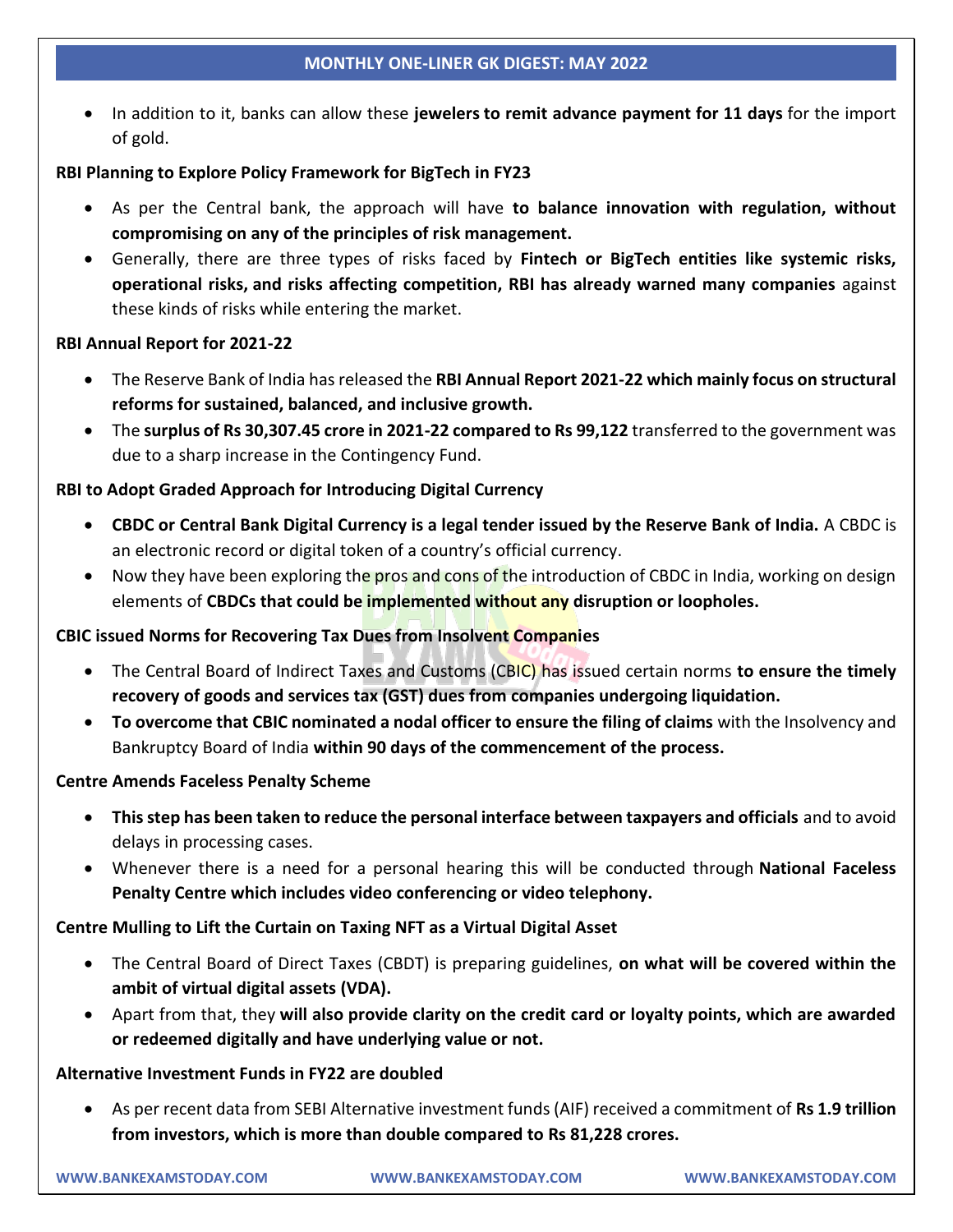- In addition to it, banks can allow these **jewelers to remit advance payment for 11 days** for the import of gold.

**RBI Planning to Explore Policy Framework for BigTech in FY23**

- As per the Central bank, the approach will have **to balance innovation with regulation, without compromising on any of the principles of risk management.**
- Generally, there are three types of risks faced by **Fintech or BigTech entities like systemic risks, operational risks, and risks affecting competition, RBI has already warned many companies** against these kinds of risks while entering the market.

**RBI Annual Report for 2021-22**

- The Reserve Bank of India has released the **RBI Annual Report 2021-22 which mainly focus on structural reforms for sustained, balanced, and inclusive growth.**
- The **surplus of Rs 30,307.45 crore in 2021-22 compared to Rs 99,122** transferred to the government was due to a sharp increase in the Contingency Fund.

**RBI to Adopt Graded Approach for Introducing Digital Currency**

- **CBDC or Central Bank Digital Currency is a legal tender issued by the Reserve Bank of India.** A CBDC is an electronic record or digital token of a country's official currency.
- Now they have been exploring the pros and cons of the introduction of CBDC in India, working on design elements of **CBDCs that could be implemented without any disruption or loopholes.**

**CBIC issued Norms for Recovering Tax Dues from Insolvent Companies**

- The Central Board of Indirect Taxes and Customs (CBIC) has issued certain norms **to ensure the timely recovery of goods and services tax (GST) dues from companies undergoing liquidation.**
- **To overcome that CBIC nominated a nodal officer to ensure the filing of claims** with the Insolvency and Bankruptcy Board of India **within 90 days of the commencement of the process.**

**Centre Amends Faceless Penalty Scheme**

- **This step has been taken to reduce the personal interface between taxpayers and officials** and to avoid delays in processing cases.
- Whenever there is a need for a personal hearing this will be conducted through **National Faceless Penalty Centre which includes video conferencing or video telephony.**

**Centre Mulling to Lift the Curtain on Taxing NFT as a Virtual Digital Asset**

- The Central Board of Direct Taxes (CBDT) is preparing guidelines, **on what will be covered within the ambit of virtual digital assets (VDA).**
- Apart from that, they **will also provide clarity on the credit card or loyalty points, which are awarded or redeemed digitally and have underlying value or not.**

**Alternative Investment Funds in FY22 are doubled**

- As per recent data from SEBI Alternative investment funds (AIF) received a commitment of **Rs 1.9 trillion from investors, which is more than double compared to Rs 81,228 crores.**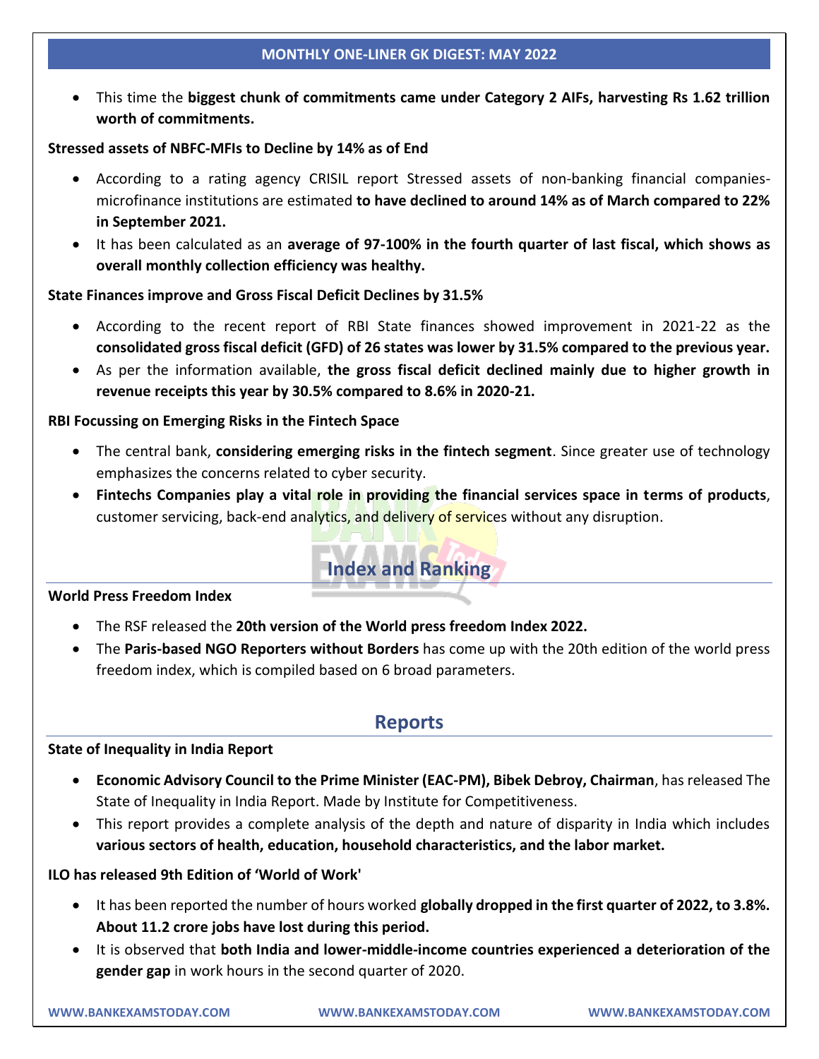- This time the **biggest chunk of commitments came under Category 2 AIFs, harvesting Rs 1.62 trillion worth of commitments.**

**Stressed assets of NBFC-MFIs to Decline by 14% as of End**

- According to a rating agency CRISIL report Stressed assets of non-banking financial companies-microfinance institutions are estimated **to have declined to around 14% as of March compared to 22% in September 2021.**
- It has been calculated as an **average of 97-100% in the fourth quarter of last fiscal, which shows as overall monthly collection efficiency was healthy.**

**State Finances improve and Gross Fiscal Deficit Declines by 31.5%**

- According to the recent report of RBI State finances showed improvement in 2021-22 as the **consolidated gross fiscal deficit (GFD) of 26 states was lower by 31.5% compared to the previous year.**
- As per the information available, **the gross fiscal deficit declined mainly due to higher growth in revenue receipts this year by 30.5% compared to 8.6% in 2020-21.**

**RBI Focussing on Emerging Risks in the Fintech Space**

- The central bank, **considering emerging risks in the fintech segment**. Since greater use of technology emphasizes the concerns related to cyber security.
- **Fintechs Companies play a vital role in providing the financial services space in terms of products**, customer servicing, back-end analytics, and delivery of services without any disruption.

## Index and Ranking

**World Press Freedom Index**

- The RSF released the **20th version of the World press freedom Index 2022.**
- The **Paris-based NGO Reporters without Borders** has come up with the 20th edition of the world press freedom index, which is compiled based on 6 broad parameters.

## Reports

**State of Inequality in India Report**

- **Economic Advisory Council to the Prime Minister (EAC-PM), Bibek Debroy, Chairman**, has released The State of Inequality in India Report. Made by Institute for Competitiveness.
- This report provides a complete analysis of the depth and nature of disparity in India which includes **various sectors of health, education, household characteristics, and the labor market.**

**ILO has released 9th Edition of 'World of Work'**

- It has been reported the number of hours worked **globally dropped in the first quarter of 2022, to 3.8%. About 11.2 crore jobs have lost during this period.**
- It is observed that **both India and lower-middle-income countries experienced a deterioration of the gender gap** in work hours in the second quarter of 2020.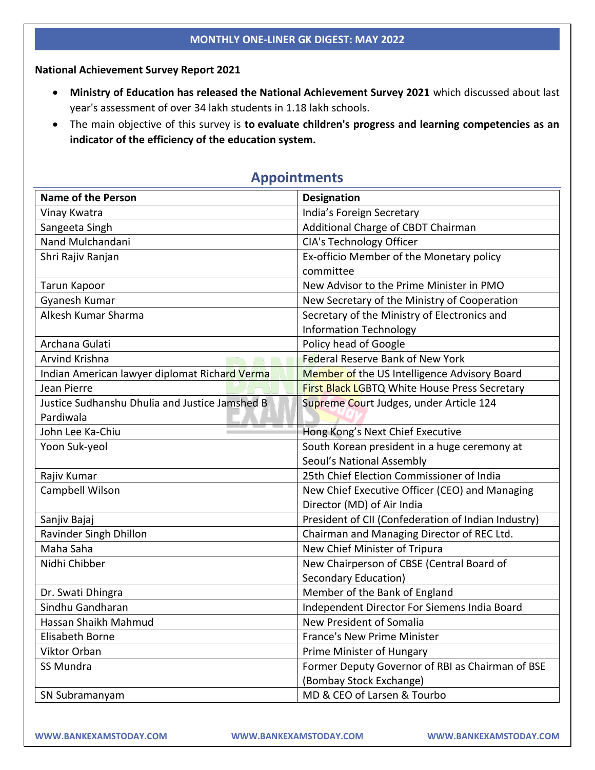## MONTHLY ONE-LINER GK DIGEST: MAY 2022

**National Achievement Survey Report 2021**

- **Ministry of Education has released the National Achievement Survey 2021** which discussed about last year's assessment of over 34 lakh students in 1.18 lakh schools.
- The main objective of this survey is **to evaluate children's progress and learning competencies as an indicator of the efficiency of the education system.**

## Appointments

| Name of the Person | Designation |
|---|---|
| Vinay Kwatra | India's Foreign Secretary |
| Sangeeta Singh | Additional Charge of CBDT Chairman |
| Nand Mulchandani | CIA's Technology Officer |
| Shri Rajiv Ranjan | Ex-officio Member of the Monetary policy committee |
| Tarun Kapoor | New Advisor to the Prime Minister in PMO |
| Gyanesh Kumar | New Secretary of the Ministry of Cooperation |
| Alkesh Kumar Sharma | Secretary of the Ministry of Electronics and Information Technology |
| Archana Gulati | Policy head of Google |
| Arvind Krishna | Federal Reserve Bank of New York |
| Indian American lawyer diplomat Richard Verma | Member of the US Intelligence Advisory Board |
| Jean Pierre | First Black LGBTQ White House Press Secretary |
| Justice Sudhanshu Dhulia and Justice Jamshed B Pardiwala | Supreme Court Judges, under Article 124 |
| John Lee Ka-Chiu | Hong Kong's Next Chief Executive |
| Yoon Suk-yeol | South Korean president in a huge ceremony at Seoul's National Assembly |
| Rajiv Kumar | 25th Chief Election Commissioner of India |
| Campbell Wilson | New Chief Executive Officer (CEO) and Managing Director (MD) of Air India |
| Sanjiv Bajaj | President of CII (Confederation of Indian Industry) |
| Ravinder Singh Dhillon | Chairman and Managing Director of REC Ltd. |
| Maha Saha | New Chief Minister of Tripura |
| Nidhi Chibber | New Chairperson of CBSE (Central Board of Secondary Education) |
| Dr. Swati Dhingra | Member of the Bank of England |
| Sindhu Gandharan | Independent Director For Siemens India Board |
| Hassan Shaikh Mahmud | New President of Somalia |
| Elisabeth Borne | France's New Prime Minister |
| Viktor Orban | Prime Minister of Hungary |
| SS Mundra | Former Deputy Governor of RBI as Chairman of BSE (Bombay Stock Exchange) |
| SN Subramanyam | MD & CEO of Larsen & Tourbo |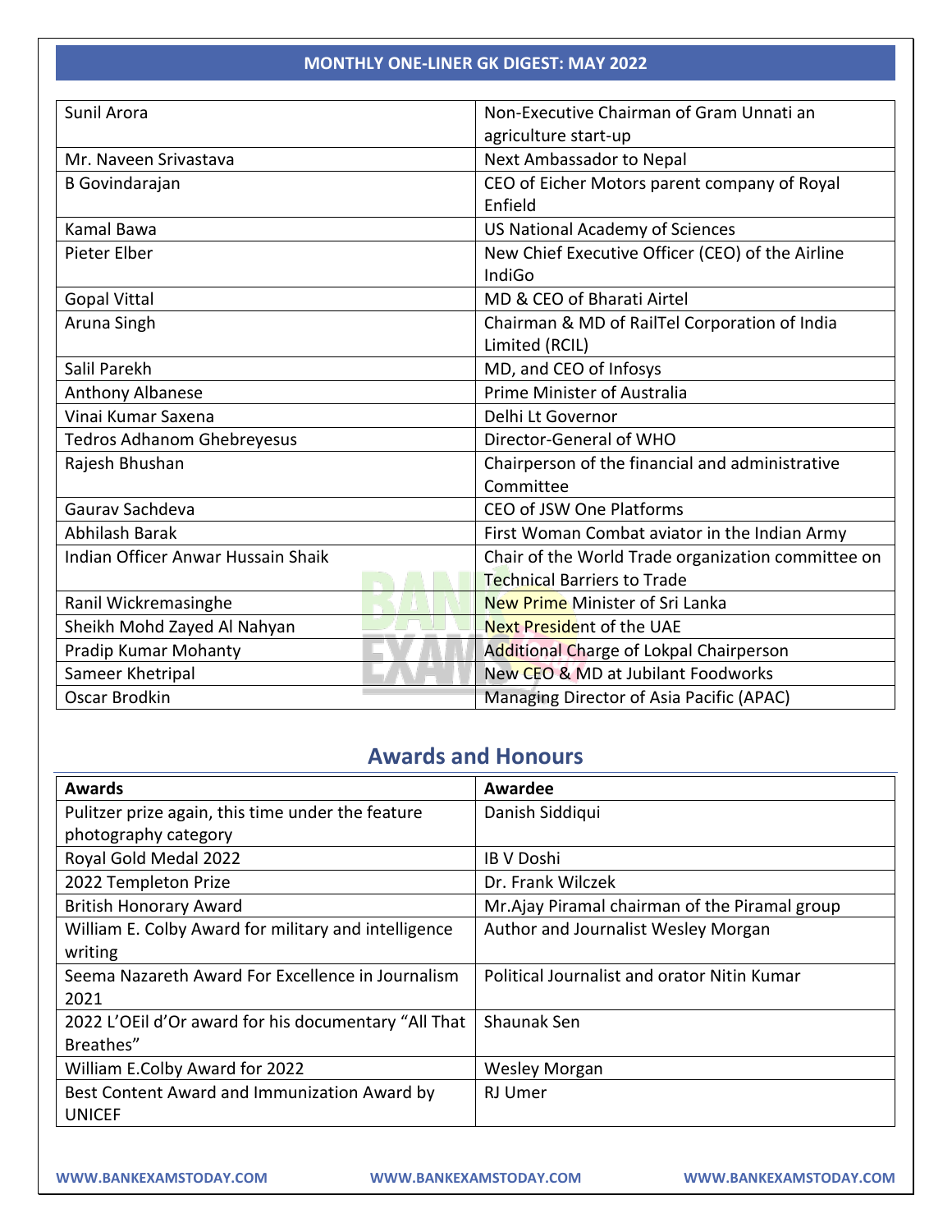## MONTHLY ONE-LINER GK DIGEST: MAY 2022

| | |
|---|---|
| Sunil Arora | Non-Executive Chairman of Gram Unnati an agriculture start-up |
| Mr. Naveen Srivastava | Next Ambassador to Nepal |
| B Govindarajan | CEO of Eicher Motors parent company of Royal Enfield |
| Kamal Bawa | US National Academy of Sciences |
| Pieter Elber | New Chief Executive Officer (CEO) of the Airline IndiGo |
| Gopal Vittal | MD & CEO of Bharati Airtel |
| Aruna Singh | Chairman & MD of RailTel Corporation of India Limited (RCIL) |
| Salil Parekh | MD, and CEO of Infosys |
| Anthony Albanese | Prime Minister of Australia |
| Vinai Kumar Saxena | Delhi Lt Governor |
| Tedros Adhanom Ghebreyesus | Director-General of WHO |
| Rajesh Bhushan | Chairperson of the financial and administrative Committee |
| Gaurav Sachdeva | CEO of JSW One Platforms |
| Abhilash Barak | First Woman Combat aviator in the Indian Army |
| Indian Officer Anwar Hussain Shaik | Chair of the World Trade organization committee on Technical Barriers to Trade |
| Ranil Wickremasinghe | New Prime Minister of Sri Lanka |
| Sheikh Mohd Zayed Al Nahyan | Next President of the UAE |
| Pradip Kumar Mohanty | Additional Charge of Lokpal Chairperson |
| Sameer Khetripal | New CEO & MD at Jubilant Foodworks |
| Oscar Brodkin | Managing Director of Asia Pacific (APAC) |

## Awards and Honours

| Awards | Awardee |
|---|---|
| Pulitzer prize again, this time under the feature photography category | Danish Siddiqui |
| Royal Gold Medal 2022 | IB V Doshi |
| 2022 Templeton Prize | Dr. Frank Wilczek |
| British Honorary Award | Mr.Ajay Piramal chairman of the Piramal group |
| William E. Colby Award for military and intelligence writing | Author and Journalist Wesley Morgan |
| Seema Nazareth Award For Excellence in Journalism 2021 | Political Journalist and orator Nitin Kumar |
| 2022 L'OEil d'Or award for his documentary "All That Breathes" | Shaunak Sen |
| William E.Colby Award for 2022 | Wesley Morgan |
| Best Content Award and Immunization Award by UNICEF | RJ Umer |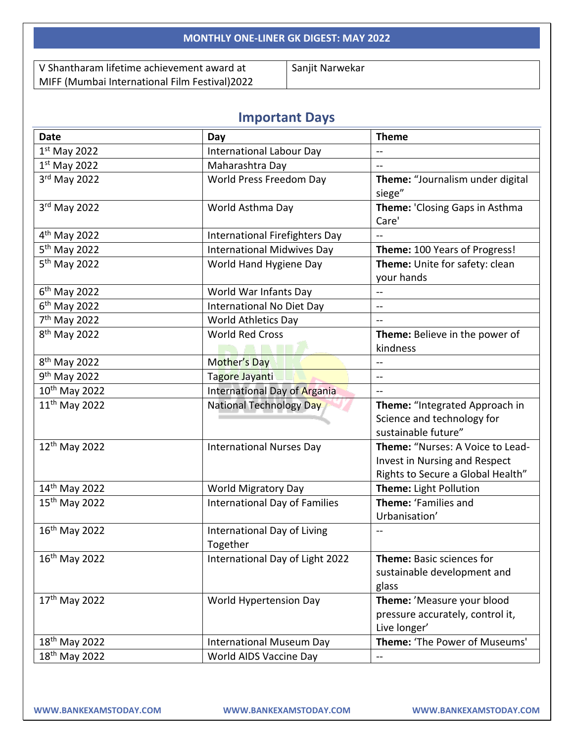| V Shantharam lifetime achievement award at MIFF (Mumbai International Film Festival)2022 | Sanjit Narwekar |
|---|---|

## Important Days

| Date | Day | Theme |
|---|---|---|
| 1st May 2022 | International Labour Day | -- |
| 1st May 2022 | Maharashtra Day | -- |
| 3rd May 2022 | World Press Freedom Day | **Theme:** "Journalism under digital siege" |
| 3rd May 2022 | World Asthma Day | **Theme:** 'Closing Gaps in Asthma Care' |
| 4th May 2022 | International Firefighters Day | -- |
| 5th May 2022 | International Midwives Day | **Theme:** 100 Years of Progress! |
| 5th May 2022 | World Hand Hygiene Day | **Theme:** Unite for safety: clean your hands |
| 6th May 2022 | World War Infants Day | -- |
| 6th May 2022 | International No Diet Day | -- |
| 7th May 2022 | World Athletics Day | -- |
| 8th May 2022 | World Red Cross | **Theme:** Believe in the power of kindness |
| 8th May 2022 | Mother's Day | -- |
| 9th May 2022 | Tagore Jayanti | -- |
| 10th May 2022 | International Day of Argania | -- |
| 11th May 2022 | National Technology Day | **Theme:** "Integrated Approach in Science and technology for sustainable future" |
| 12th May 2022 | International Nurses Day | **Theme:** "Nurses: A Voice to Lead-Invest in Nursing and Respect Rights to Secure a Global Health" |
| 14th May 2022 | World Migratory Day | **Theme:** Light Pollution |
| 15th May 2022 | International Day of Families | **Theme:** 'Families and Urbanisation' |
| 16th May 2022 | International Day of Living Together | -- |
| 16th May 2022 | International Day of Light 2022 | **Theme:** Basic sciences for sustainable development and glass |
| 17th May 2022 | World Hypertension Day | **Theme:** 'Measure your blood pressure accurately, control it, Live longer' |
| 18th May 2022 | International Museum Day | **Theme:** 'The Power of Museums' |
| 18th May 2022 | World AIDS Vaccine Day | -- |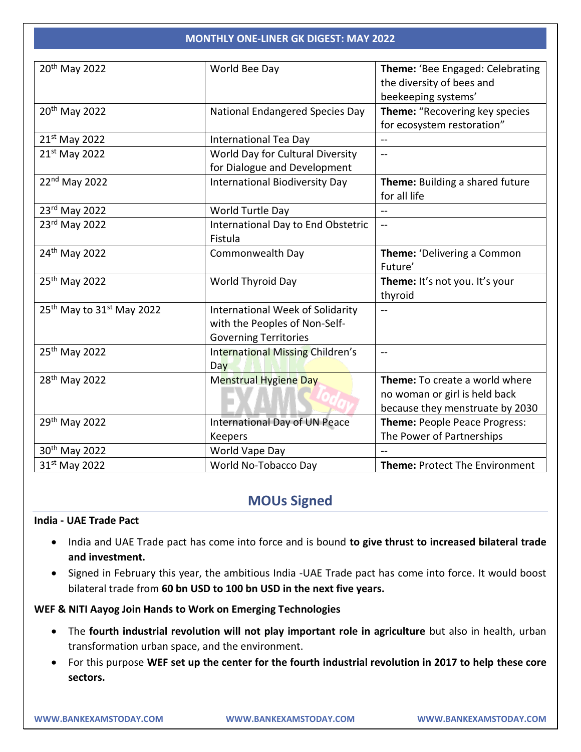| 20th May 2022 | World Bee Day | **Theme:** 'Bee Engaged: Celebrating the diversity of bees and beekeeping systems' |
|---|---|---|
| 20th May 2022 | National Endangered Species Day | **Theme:** "Recovering key species for ecosystem restoration" |
| 21st May 2022 | International Tea Day | -- |
| 21st May 2022 | World Day for Cultural Diversity for Dialogue and Development | -- |
| 22nd May 2022 | International Biodiversity Day | **Theme:** Building a shared future for all life |
| 23rd May 2022 | World Turtle Day | -- |
| 23rd May 2022 | International Day to End Obstetric Fistula | -- |
| 24th May 2022 | Commonwealth Day | **Theme:** 'Delivering a Common Future' |
| 25th May 2022 | World Thyroid Day | **Theme:** It's not you. It's your thyroid |
| 25th May to 31st May 2022 | International Week of Solidarity with the Peoples of Non-Self-Governing Territories | -- |
| 25th May 2022 | International Missing Children's Day | -- |
| 28th May 2022 | Menstrual Hygiene Day | **Theme:** To create a world where no woman or girl is held back because they menstruate by 2030 |
| 29th May 2022 | International Day of UN Peace Keepers | **Theme:** People Peace Progress: The Power of Partnerships |
| 30th May 2022 | World Vape Day | -- |
| 31st May 2022 | World No-Tobacco Day | **Theme:** Protect The Environment |

## MOUs Signed

**India - UAE Trade Pact**

- India and UAE Trade pact has come into force and is bound **to give thrust to increased bilateral trade and investment.**
- Signed in February this year, the ambitious India -UAE Trade pact has come into force. It would boost bilateral trade from **60 bn USD to 100 bn USD in the next five years.**

**WEF & NITI Aayog Join Hands to Work on Emerging Technologies**

- The **fourth industrial revolution will not play important role in agriculture** but also in health, urban transformation urban space, and the environment.
- For this purpose **WEF set up the center for the fourth industrial revolution in 2017 to help these core sectors.**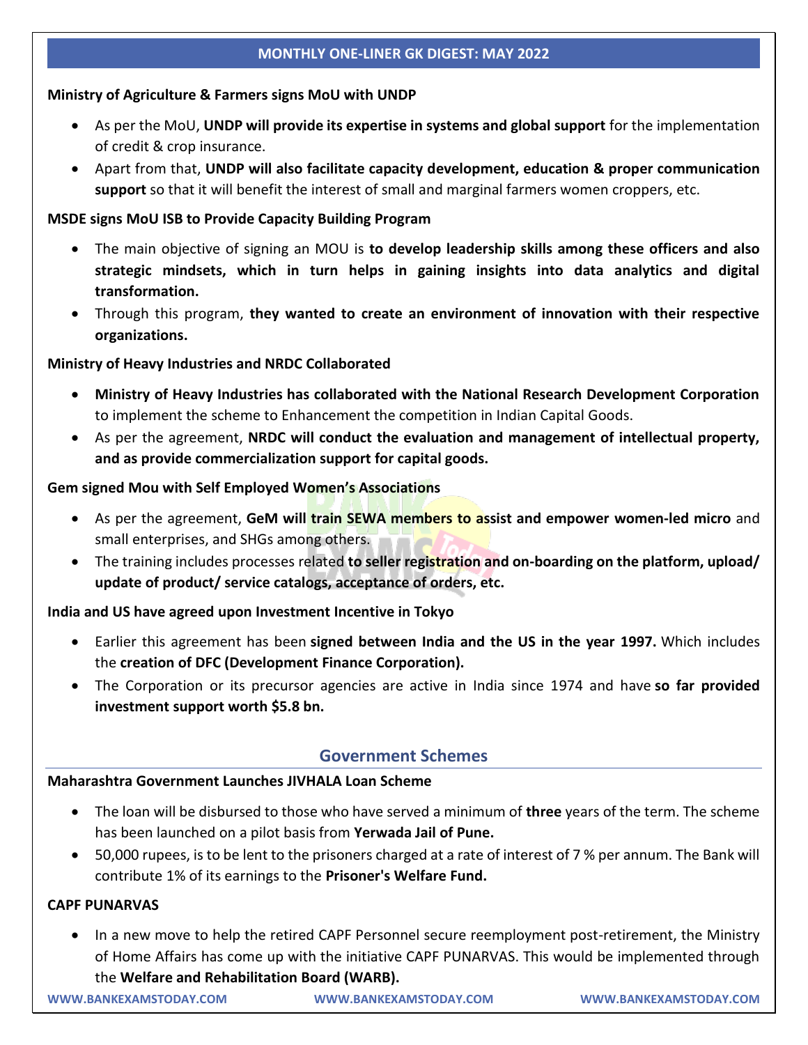**Ministry of Agriculture & Farmers signs MoU with UNDP**

- As per the MoU, **UNDP will provide its expertise in systems and global support** for the implementation of credit & crop insurance.
- Apart from that, **UNDP will also facilitate capacity development, education & proper communication support** so that it will benefit the interest of small and marginal farmers women croppers, etc.

**MSDE signs MoU ISB to Provide Capacity Building Program**

- The main objective of signing an MOU is **to develop leadership skills among these officers and also strategic mindsets, which in turn helps in gaining insights into data analytics and digital transformation.**
- Through this program, **they wanted to create an environment of innovation with their respective organizations.**

**Ministry of Heavy Industries and NRDC Collaborated**

- **Ministry of Heavy Industries has collaborated with the National Research Development Corporation** to implement the scheme to Enhancement the competition in Indian Capital Goods.
- As per the agreement, **NRDC will conduct the evaluation and management of intellectual property, and as provide commercialization support for capital goods.**

**Gem signed Mou with Self Employed Women's Associations**

- As per the agreement, **GeM will train SEWA members to assist and empower women-led micro** and small enterprises, and SHGs among others.
- The training includes processes related **to seller registration and on-boarding on the platform, upload/ update of product/ service catalogs, acceptance of orders, etc.**

**India and US have agreed upon Investment Incentive in Tokyo**

- Earlier this agreement has been **signed between India and the US in the year 1997.** Which includes the **creation of DFC (Development Finance Corporation).**
- The Corporation or its precursor agencies are active in India since 1974 and have **so far provided investment support worth $5.8 bn.**

## Government Schemes

**Maharashtra Government Launches JIVHALA Loan Scheme**

- The loan will be disbursed to those who have served a minimum of **three** years of the term. The scheme has been launched on a pilot basis from **Yerwada Jail of Pune.**
- 50,000 rupees, is to be lent to the prisoners charged at a rate of interest of 7 % per annum. The Bank will contribute 1% of its earnings to the **Prisoner's Welfare Fund.**

**CAPF PUNARVAS**

- In a new move to help the retired CAPF Personnel secure reemployment post-retirement, the Ministry of Home Affairs has come up with the initiative CAPF PUNARVAS. This would be implemented through the **Welfare and Rehabilitation Board (WARB).**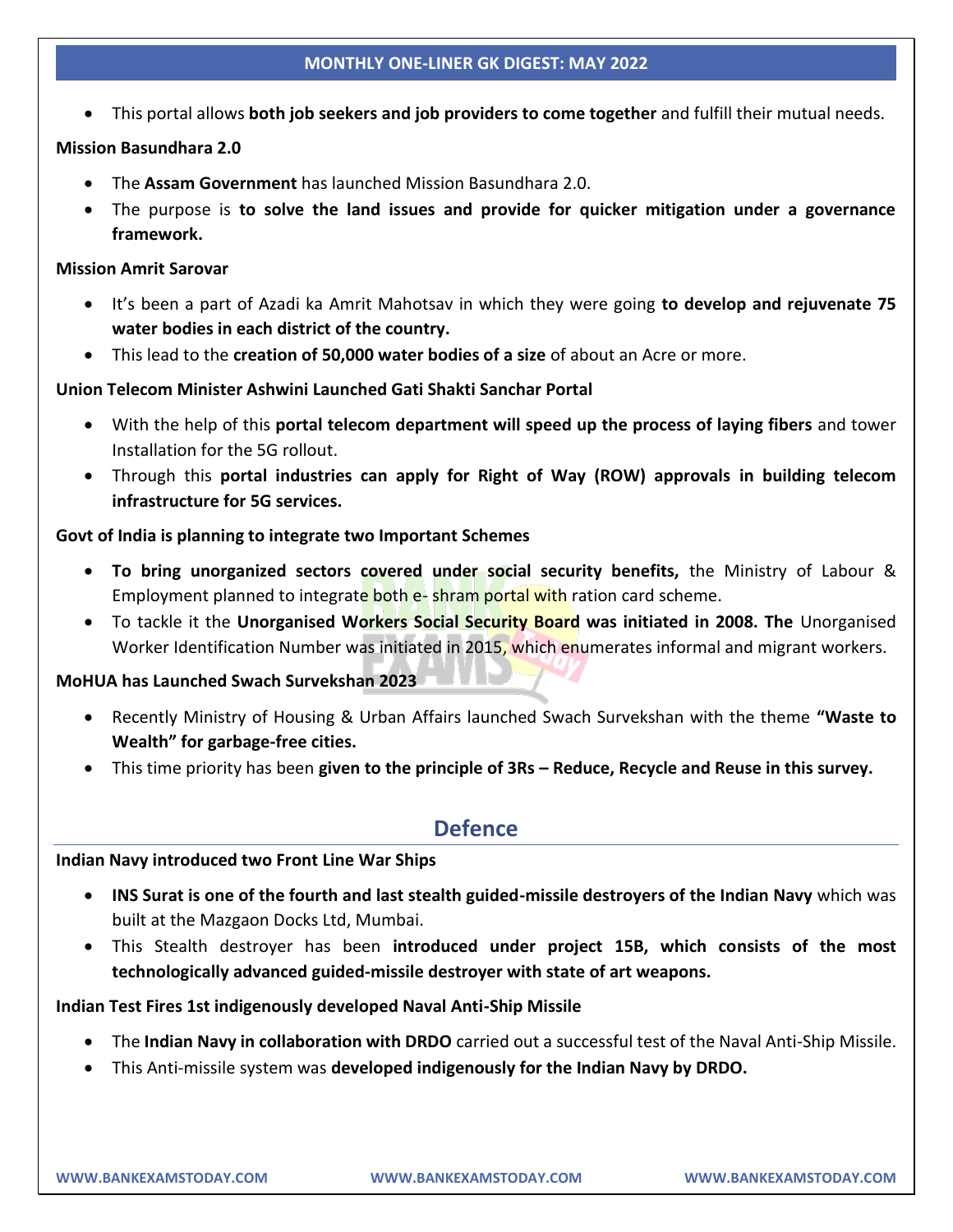- This portal allows **both job seekers and job providers to come together** and fulfill their mutual needs.

**Mission Basundhara 2.0**

- The **Assam Government** has launched Mission Basundhara 2.0.
- The purpose is **to solve the land issues and provide for quicker mitigation under a governance framework.**

**Mission Amrit Sarovar**

- It's been a part of Azadi ka Amrit Mahotsav in which they were going **to develop and rejuvenate 75 water bodies in each district of the country.**
- This lead to the **creation of 50,000 water bodies of a size** of about an Acre or more.

**Union Telecom Minister Ashwini Launched Gati Shakti Sanchar Portal**

- With the help of this **portal telecom department will speed up the process of laying fibers** and tower Installation for the 5G rollout.
- Through this **portal industries can apply for Right of Way (ROW) approvals in building telecom infrastructure for 5G services.**

**Govt of India is planning to integrate two Important Schemes**

- **To bring unorganized sectors covered under social security benefits,** the Ministry of Labour & Employment planned to integrate both e- shram portal with ration card scheme.
- To tackle it the **Unorganised Workers Social Security Board was initiated in 2008. The** Unorganised Worker Identification Number was initiated in 2015, which enumerates informal and migrant workers.

**MoHUA has Launched Swach Survekshan 2023**

- Recently Ministry of Housing & Urban Affairs launched Swach Survekshan with the theme **"Waste to Wealth" for garbage-free cities.**
- This time priority has been **given to the principle of 3Rs – Reduce, Recycle and Reuse in this survey.**

## Defence

**Indian Navy introduced two Front Line War Ships**

- **INS Surat is one of the fourth and last stealth guided-missile destroyers of the Indian Navy** which was built at the Mazgaon Docks Ltd, Mumbai.
- This Stealth destroyer has been **introduced under project 15B, which consists of the most technologically advanced guided-missile destroyer with state of art weapons.**

**Indian Test Fires 1st indigenously developed Naval Anti-Ship Missile**

- The **Indian Navy in collaboration with DRDO** carried out a successful test of the Naval Anti-Ship Missile.
- This Anti-missile system was **developed indigenously for the Indian Navy by DRDO.**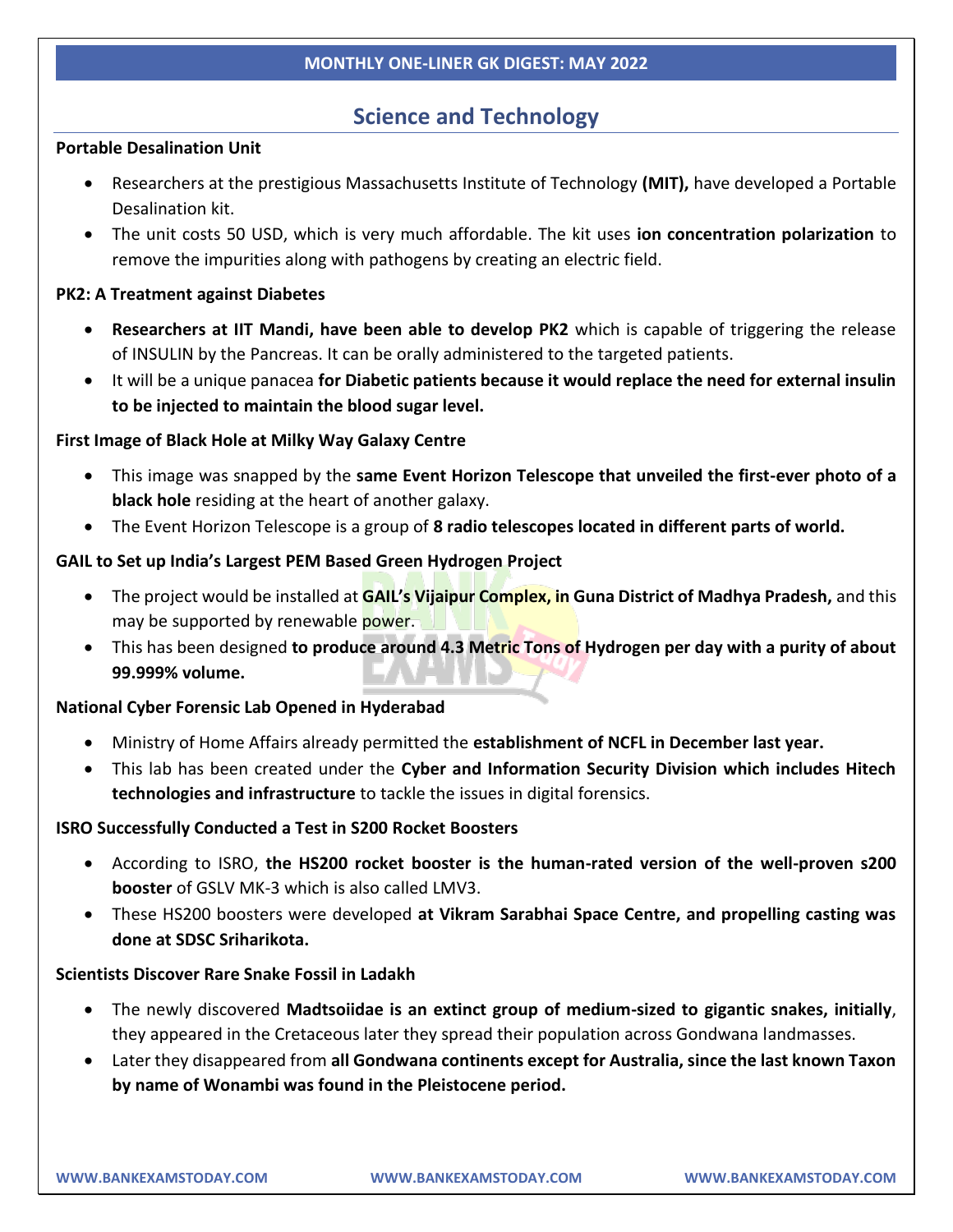## Science and Technology

**Portable Desalination Unit**

- Researchers at the prestigious Massachusetts Institute of Technology **(MIT),** have developed a Portable Desalination kit.
- The unit costs 50 USD, which is very much affordable. The kit uses **ion concentration polarization** to remove the impurities along with pathogens by creating an electric field.

**PK2: A Treatment against Diabetes**

- **Researchers at IIT Mandi, have been able to develop PK2** which is capable of triggering the release of INSULIN by the Pancreas. It can be orally administered to the targeted patients.
- It will be a unique panacea **for Diabetic patients because it would replace the need for external insulin to be injected to maintain the blood sugar level.**

**First Image of Black Hole at Milky Way Galaxy Centre**

- This image was snapped by the **same Event Horizon Telescope that unveiled the first-ever photo of a black hole** residing at the heart of another galaxy.
- The Event Horizon Telescope is a group of **8 radio telescopes located in different parts of world.**

**GAIL to Set up India's Largest PEM Based Green Hydrogen Project**

- The project would be installed at **GAIL's Vijaipur Complex, in Guna District of Madhya Pradesh,** and this may be supported by renewable power.
- This has been designed **to produce around 4.3 Metric Tons of Hydrogen per day with a purity of about 99.999% volume.**

**National Cyber Forensic Lab Opened in Hyderabad**

- Ministry of Home Affairs already permitted the **establishment of NCFL in December last year.**
- This lab has been created under the **Cyber and Information Security Division which includes Hitech technologies and infrastructure** to tackle the issues in digital forensics.

**ISRO Successfully Conducted a Test in S200 Rocket Boosters**

- According to ISRO, **the HS200 rocket booster is the human-rated version of the well-proven s200 booster** of GSLV MK-3 which is also called LMV3.
- These HS200 boosters were developed **at Vikram Sarabhai Space Centre, and propelling casting was done at SDSC Sriharikota.**

**Scientists Discover Rare Snake Fossil in Ladakh**

- The newly discovered **Madtsoiidae is an extinct group of medium-sized to gigantic snakes, initially**, they appeared in the Cretaceous later they spread their population across Gondwana landmasses.
- Later they disappeared from **all Gondwana continents except for Australia, since the last known Taxon by name of Wonambi was found in the Pleistocene period.**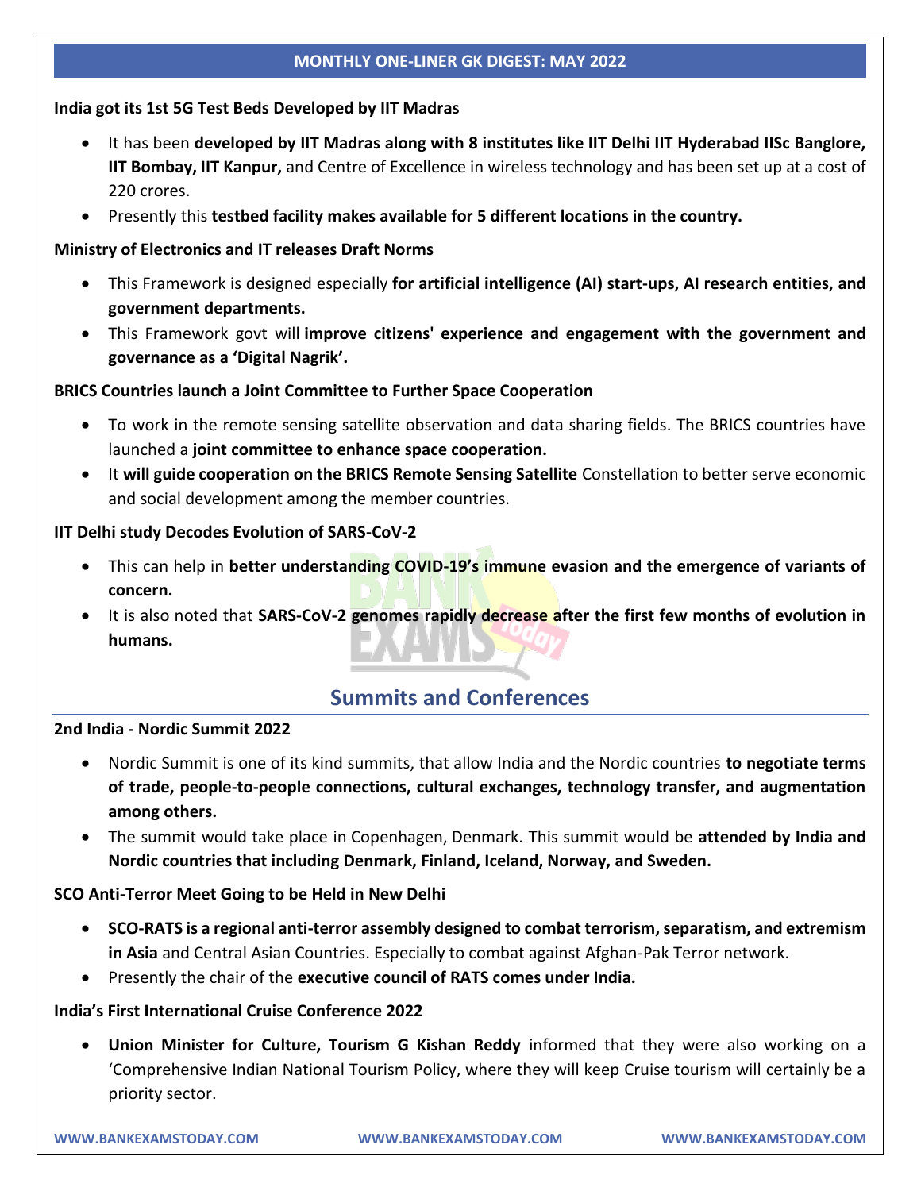**India got its 1st 5G Test Beds Developed by IIT Madras**

- It has been **developed by IIT Madras along with 8 institutes like IIT Delhi IIT Hyderabad IISc Banglore, IIT Bombay, IIT Kanpur,** and Centre of Excellence in wireless technology and has been set up at a cost of 220 crores.
- Presently this **testbed facility makes available for 5 different locations in the country.**

**Ministry of Electronics and IT releases Draft Norms**

- This Framework is designed especially **for artificial intelligence (AI) start-ups, AI research entities, and government departments.**
- This Framework govt will **improve citizens' experience and engagement with the government and governance as a 'Digital Nagrik'.**

**BRICS Countries launch a Joint Committee to Further Space Cooperation**

- To work in the remote sensing satellite observation and data sharing fields. The BRICS countries have launched a **joint committee to enhance space cooperation.**
- It **will guide cooperation on the BRICS Remote Sensing Satellite** Constellation to better serve economic and social development among the member countries.

**IIT Delhi study Decodes Evolution of SARS-CoV-2**

- This can help in **better understanding COVID-19's immune evasion and the emergence of variants of concern.**
- It is also noted that **SARS-CoV-2 genomes rapidly decrease after the first few months of evolution in humans.**

## Summits and Conferences

**2nd India - Nordic Summit 2022**

- Nordic Summit is one of its kind summits, that allow India and the Nordic countries **to negotiate terms of trade, people-to-people connections, cultural exchanges, technology transfer, and augmentation among others.**
- The summit would take place in Copenhagen, Denmark. This summit would be **attended by India and Nordic countries that including Denmark, Finland, Iceland, Norway, and Sweden.**

**SCO Anti-Terror Meet Going to be Held in New Delhi**

- **SCO-RATS is a regional anti-terror assembly designed to combat terrorism, separatism, and extremism in Asia** and Central Asian Countries. Especially to combat against Afghan-Pak Terror network.
- Presently the chair of the **executive council of RATS comes under India.**

**India's First International Cruise Conference 2022**

- **Union Minister for Culture, Tourism G Kishan Reddy** informed that they were also working on a 'Comprehensive Indian National Tourism Policy, where they will keep Cruise tourism will certainly be a priority sector.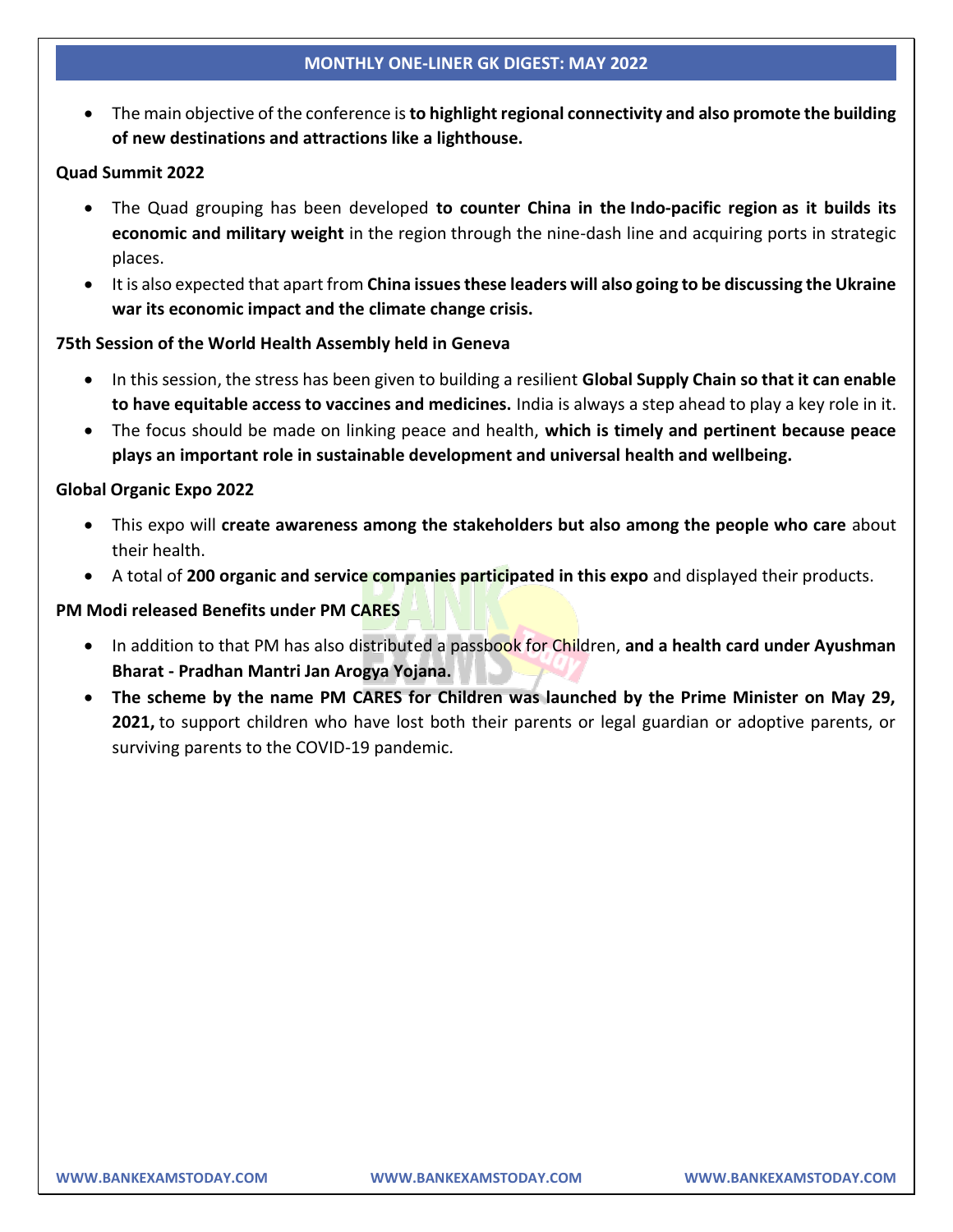- The main objective of the conference is **to highlight regional connectivity and also promote the building of new destinations and attractions like a lighthouse.**

**Quad Summit 2022**

- The Quad grouping has been developed **to counter China in the Indo-pacific region as it builds its economic and military weight** in the region through the nine-dash line and acquiring ports in strategic places.
- It is also expected that apart from **China issues these leaders will also going to be discussing the Ukraine war its economic impact and the climate change crisis.**

**75th Session of the World Health Assembly held in Geneva**

- In this session, the stress has been given to building a resilient **Global Supply Chain so that it can enable to have equitable access to vaccines and medicines.** India is always a step ahead to play a key role in it.
- The focus should be made on linking peace and health, **which is timely and pertinent because peace plays an important role in sustainable development and universal health and wellbeing.**

**Global Organic Expo 2022**

- This expo will **create awareness among the stakeholders but also among the people who care** about their health.
- A total of **200 organic and service companies participated in this expo** and displayed their products.

**PM Modi released Benefits under PM CARES**

- In addition to that PM has also distributed a passbook for Children, **and a health card under Ayushman Bharat - Pradhan Mantri Jan Arogya Yojana.**
- **The scheme by the name PM CARES for Children was launched by the Prime Minister on May 29, 2021,** to support children who have lost both their parents or legal guardian or adoptive parents, or surviving parents to the COVID-19 pandemic.